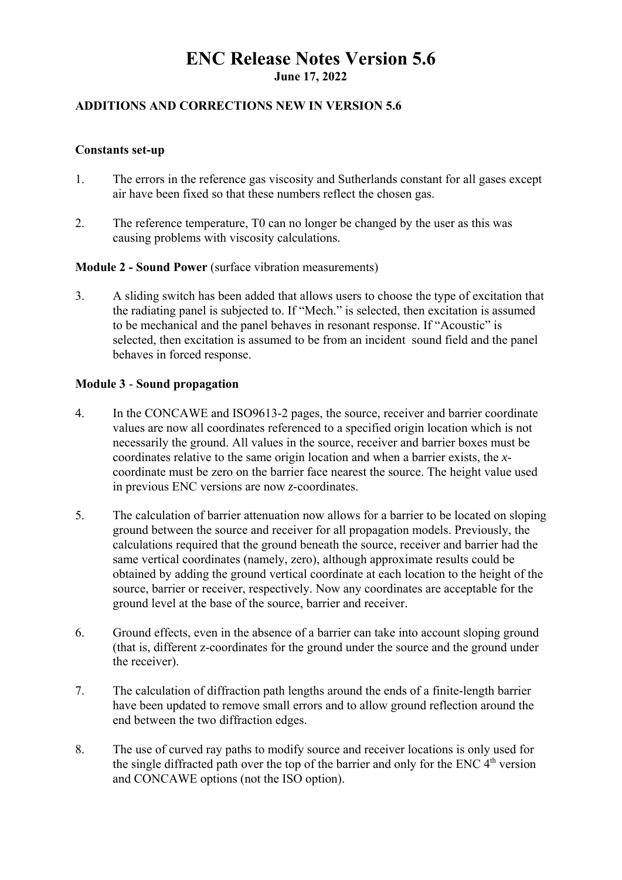# ENC Release Notes Version 5.6

**June 17, 2022**

**ADDITIONS AND CORRECTIONS NEW IN VERSION 5.6**

**Constants set-up**

1. The errors in the reference gas viscosity and Sutherlands constant for all gases except air have been fixed so that these numbers reflect the chosen gas.

2. The reference temperature, T0 can no longer be changed by the user as this was causing problems with viscosity calculations.

**Module 2 - Sound Power** (surface vibration measurements)

3. A sliding switch has been added that allows users to choose the type of excitation that the radiating panel is subjected to. If "Mech." is selected, then excitation is assumed to be mechanical and the panel behaves in resonant response. If "Acoustic" is selected, then excitation is assumed to be from an incident sound field and the panel behaves in forced response.

**Module 3** - **Sound propagation**

4. In the CONCAWE and ISO9613-2 pages, the source, receiver and barrier coordinate values are now all coordinates referenced to a specified origin location which is not necessarily the ground. All values in the source, receiver and barrier boxes must be coordinates relative to the same origin location and when a barrier exists, the *x*-coordinate must be zero on the barrier face nearest the source. The height value used in previous ENC versions are now *z*-coordinates.

5. The calculation of barrier attenuation now allows for a barrier to be located on sloping ground between the source and receiver for all propagation models. Previously, the calculations required that the ground beneath the source, receiver and barrier had the same vertical coordinates (namely, zero), although approximate results could be obtained by adding the ground vertical coordinate at each location to the height of the source, barrier or receiver, respectively. Now any coordinates are acceptable for the ground level at the base of the source, barrier and receiver.

6. Ground effects, even in the absence of a barrier can take into account sloping ground (that is, different z-coordinates for the ground under the source and the ground under the receiver).

7. The calculation of diffraction path lengths around the ends of a finite-length barrier have been updated to remove small errors and to allow ground reflection around the end between the two diffraction edges.

8. The use of curved ray paths to modify source and receiver locations is only used for the single diffracted path over the top of the barrier and only for the ENC 4th version and CONCAWE options (not the ISO option).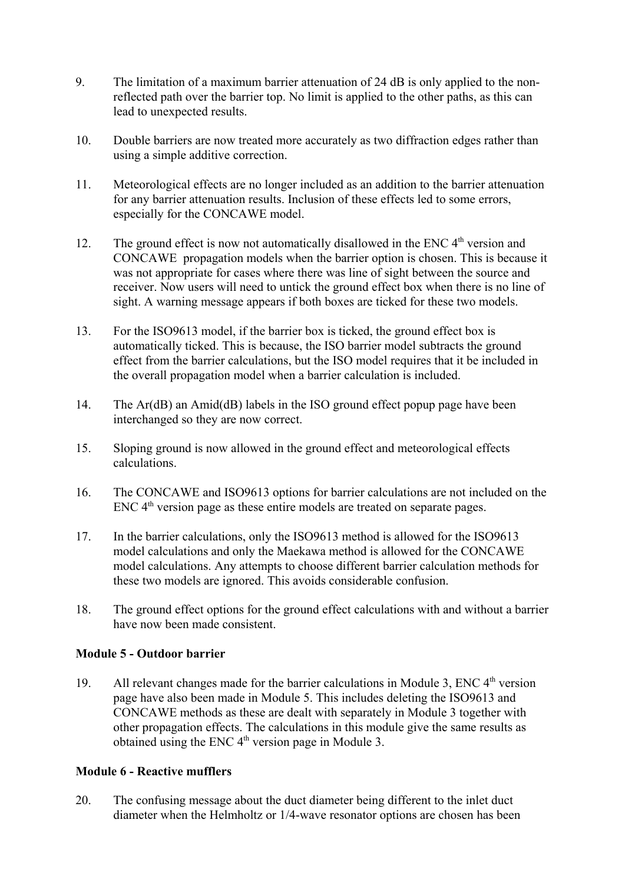9. The limitation of a maximum barrier attenuation of 24 dB is only applied to the non-reflected path over the barrier top. No limit is applied to the other paths, as this can lead to unexpected results.

10. Double barriers are now treated more accurately as two diffraction edges rather than using a simple additive correction.

11. Meteorological effects are no longer included as an addition to the barrier attenuation for any barrier attenuation results. Inclusion of these effects led to some errors, especially for the CONCAWE model.

12. The ground effect is now not automatically disallowed in the ENC 4th version and CONCAWE propagation models when the barrier option is chosen. This is because it was not appropriate for cases where there was line of sight between the source and receiver. Now users will need to untick the ground effect box when there is no line of sight. A warning message appears if both boxes are ticked for these two models.

13. For the ISO9613 model, if the barrier box is ticked, the ground effect box is automatically ticked. This is because, the ISO barrier model subtracts the ground effect from the barrier calculations, but the ISO model requires that it be included in the overall propagation model when a barrier calculation is included.

14. The Ar(dB) an Amid(dB) labels in the ISO ground effect popup page have been interchanged so they are now correct.

15. Sloping ground is now allowed in the ground effect and meteorological effects calculations.

16. The CONCAWE and ISO9613 options for barrier calculations are not included on the ENC 4th version page as these entire models are treated on separate pages.

17. In the barrier calculations, only the ISO9613 method is allowed for the ISO9613 model calculations and only the Maekawa method is allowed for the CONCAWE model calculations. Any attempts to choose different barrier calculation methods for these two models are ignored. This avoids considerable confusion.

18. The ground effect options for the ground effect calculations with and without a barrier have now been made consistent.

**Module 5 - Outdoor barrier**

19. All relevant changes made for the barrier calculations in Module 3, ENC 4th version page have also been made in Module 5. This includes deleting the ISO9613 and CONCAWE methods as these are dealt with separately in Module 3 together with other propagation effects. The calculations in this module give the same results as obtained using the ENC 4th version page in Module 3.

**Module 6 - Reactive mufflers**

20. The confusing message about the duct diameter being different to the inlet duct diameter when the Helmholtz or 1/4-wave resonator options are chosen has been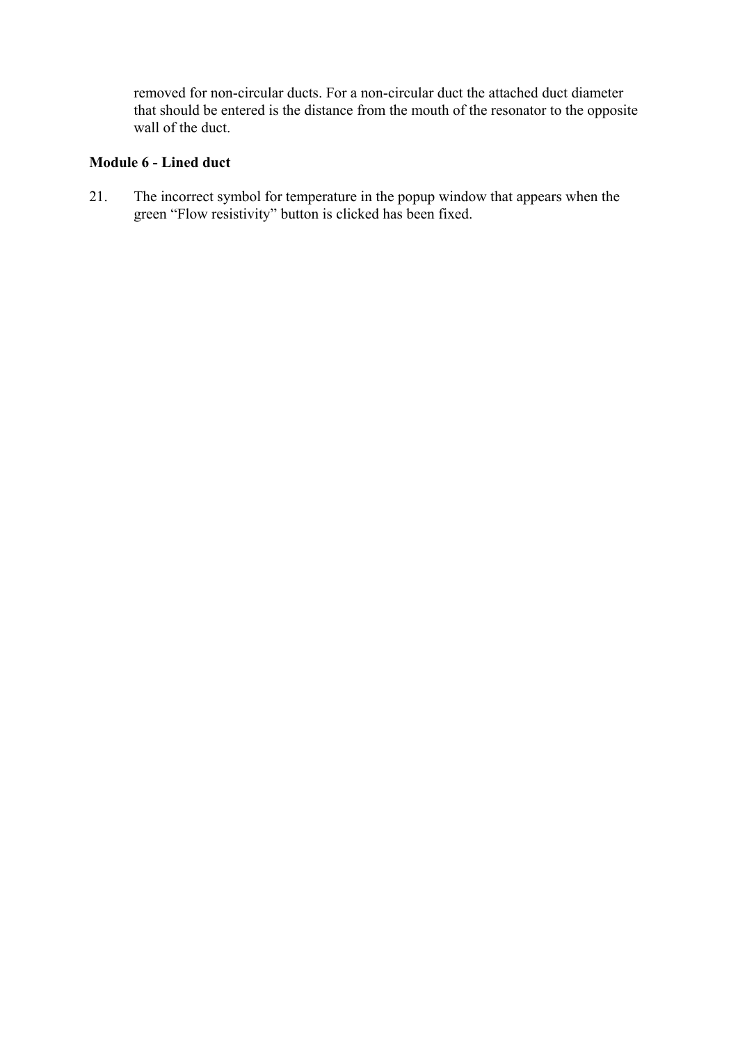removed for non-circular ducts. For a non-circular duct the attached duct diameter that should be entered is the distance from the mouth of the resonator to the opposite wall of the duct.

**Module 6 - Lined duct**

21. The incorrect symbol for temperature in the popup window that appears when the green “Flow resistivity” button is clicked has been fixed.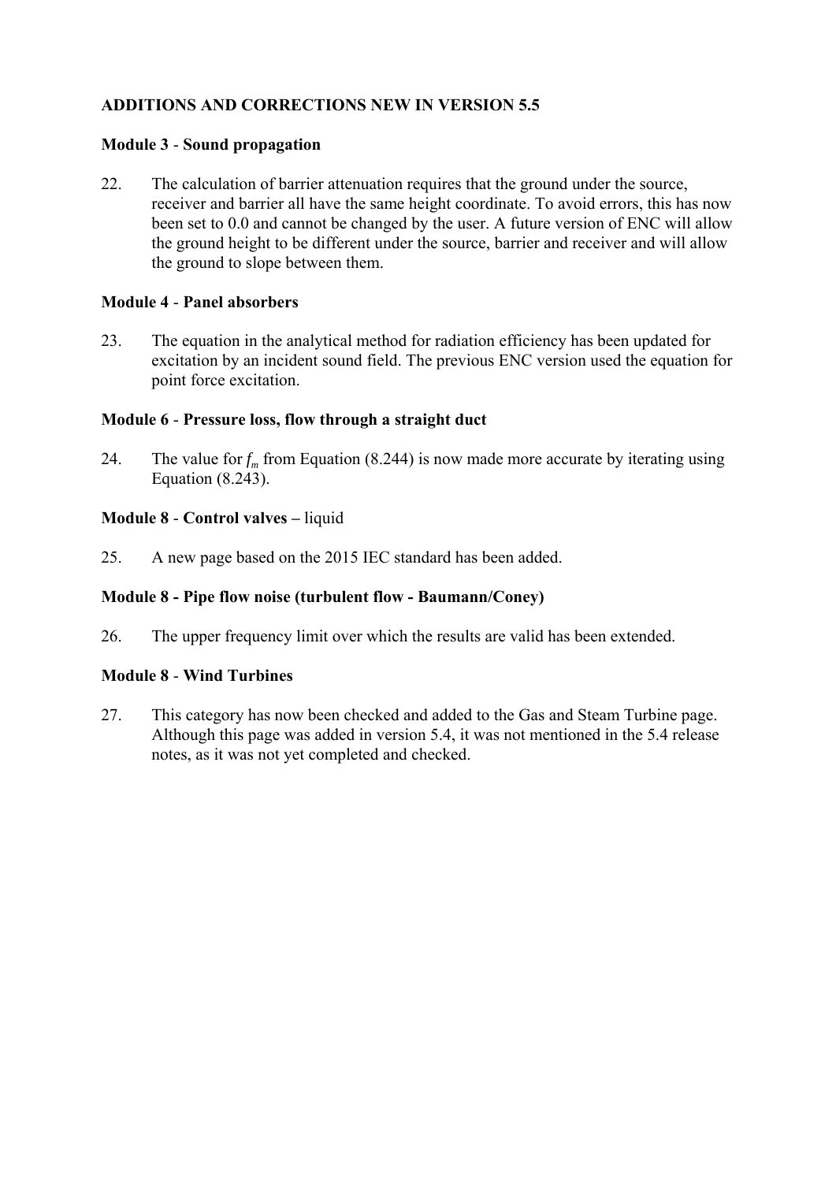**ADDITIONS AND CORRECTIONS NEW IN VERSION 5.5**

**Module 3** - **Sound propagation**

22. The calculation of barrier attenuation requires that the ground under the source, receiver and barrier all have the same height coordinate. To avoid errors, this has now been set to 0.0 and cannot be changed by the user. A future version of ENC will allow the ground height to be different under the source, barrier and receiver and will allow the ground to slope between them.

**Module 4** - **Panel absorbers**

23. The equation in the analytical method for radiation efficiency has been updated for excitation by an incident sound field. The previous ENC version used the equation for point force excitation.

**Module 6** - **Pressure loss, flow through a straight duct**

24. The value for $f_m$ from Equation (8.244) is now made more accurate by iterating using Equation (8.243).

**Module 8** - **Control valves –** liquid

25. A new page based on the 2015 IEC standard has been added.

**Module 8 - Pipe flow noise (turbulent flow - Baumann/Coney)**

26. The upper frequency limit over which the results are valid has been extended.

**Module 8** - **Wind Turbines**

27. This category has now been checked and added to the Gas and Steam Turbine page. Although this page was added in version 5.4, it was not mentioned in the 5.4 release notes, as it was not yet completed and checked.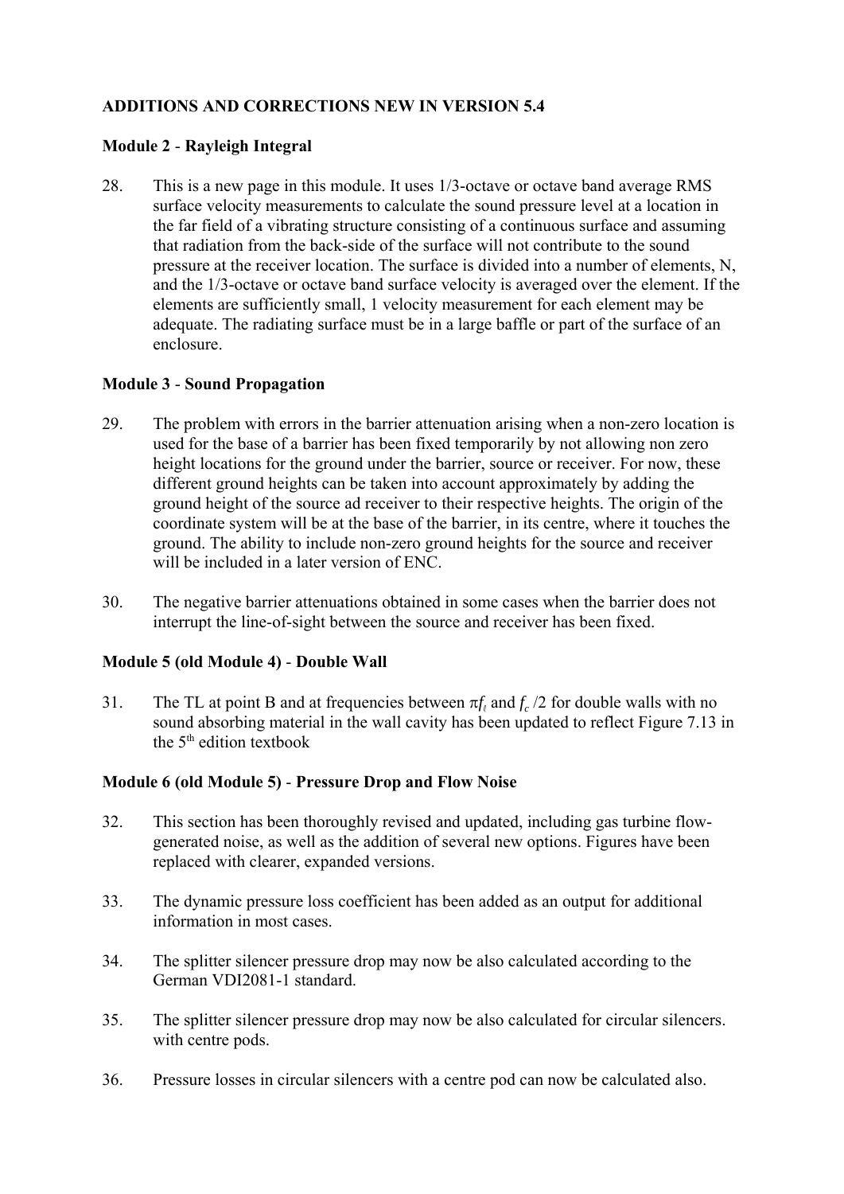**ADDITIONS AND CORRECTIONS NEW IN VERSION 5.4**

**Module 2 - Rayleigh Integral**

28. This is a new page in this module. It uses 1/3-octave or octave band average RMS surface velocity measurements to calculate the sound pressure level at a location in the far field of a vibrating structure consisting of a continuous surface and assuming that radiation from the back-side of the surface will not contribute to the sound pressure at the receiver location. The surface is divided into a number of elements, N, and the 1/3-octave or octave band surface velocity is averaged over the element. If the elements are sufficiently small, 1 velocity measurement for each element may be adequate. The radiating surface must be in a large baffle or part of the surface of an enclosure.

**Module 3 - Sound Propagation**

29. The problem with errors in the barrier attenuation arising when a non-zero location is used for the base of a barrier has been fixed temporarily by not allowing non zero height locations for the ground under the barrier, source or receiver. For now, these different ground heights can be taken into account approximately by adding the ground height of the source ad receiver to their respective heights. The origin of the coordinate system will be at the base of the barrier, in its centre, where it touches the ground. The ability to include non-zero ground heights for the source and receiver will be included in a later version of ENC.

30. The negative barrier attenuations obtained in some cases when the barrier does not interrupt the line-of-sight between the source and receiver has been fixed.

**Module 5 (old Module 4) - Double Wall**

31. The TL at point B and at frequencies between $\pi f_\ell$ and $f_c/2$ for double walls with no sound absorbing material in the wall cavity has been updated to reflect Figure 7.13 in the 5th edition textbook

**Module 6 (old Module 5) - Pressure Drop and Flow Noise**

32. This section has been thoroughly revised and updated, including gas turbine flow-generated noise, as well as the addition of several new options. Figures have been replaced with clearer, expanded versions.

33. The dynamic pressure loss coefficient has been added as an output for additional information in most cases.

34. The splitter silencer pressure drop may now be also calculated according to the German VDI2081-1 standard.

35. The splitter silencer pressure drop may now be also calculated for circular silencers. with centre pods.

36. Pressure losses in circular silencers with a centre pod can now be calculated also.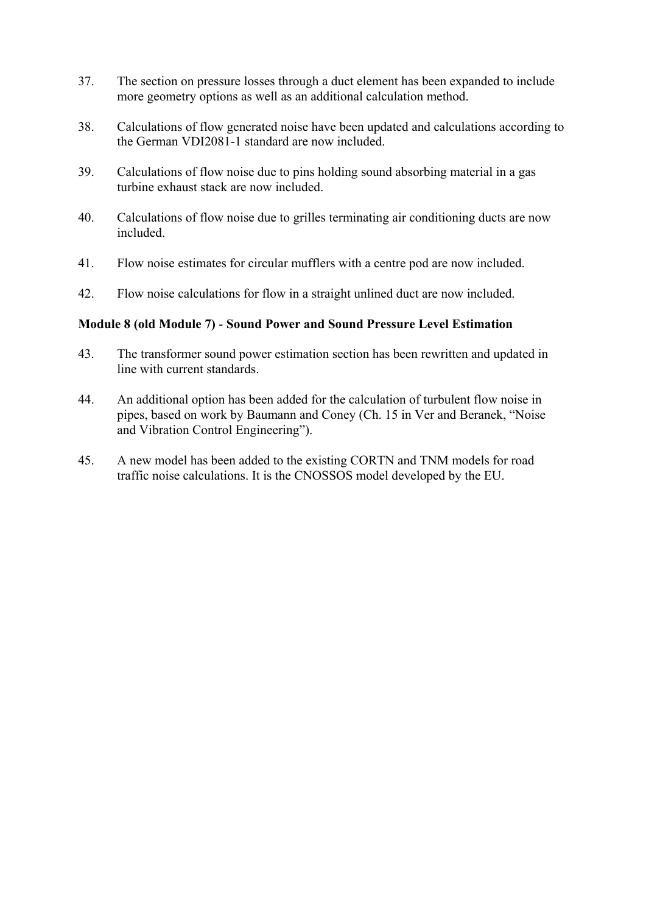37. The section on pressure losses through a duct element has been expanded to include more geometry options as well as an additional calculation method.

38. Calculations of flow generated noise have been updated and calculations according to the German VDI2081-1 standard are now included.

39. Calculations of flow noise due to pins holding sound absorbing material in a gas turbine exhaust stack are now included.

40. Calculations of flow noise due to grilles terminating air conditioning ducts are now included.

41. Flow noise estimates for circular mufflers with a centre pod are now included.

42. Flow noise calculations for flow in a straight unlined duct are now included.

**Module 8 (old Module 7) - Sound Power and Sound Pressure Level Estimation**

43. The transformer sound power estimation section has been rewritten and updated in line with current standards.

44. An additional option has been added for the calculation of turbulent flow noise in pipes, based on work by Baumann and Coney (Ch. 15 in Ver and Beranek, "Noise and Vibration Control Engineering").

45. A new model has been added to the existing CORTN and TNM models for road traffic noise calculations. It is the CNOSSOS model developed by the EU.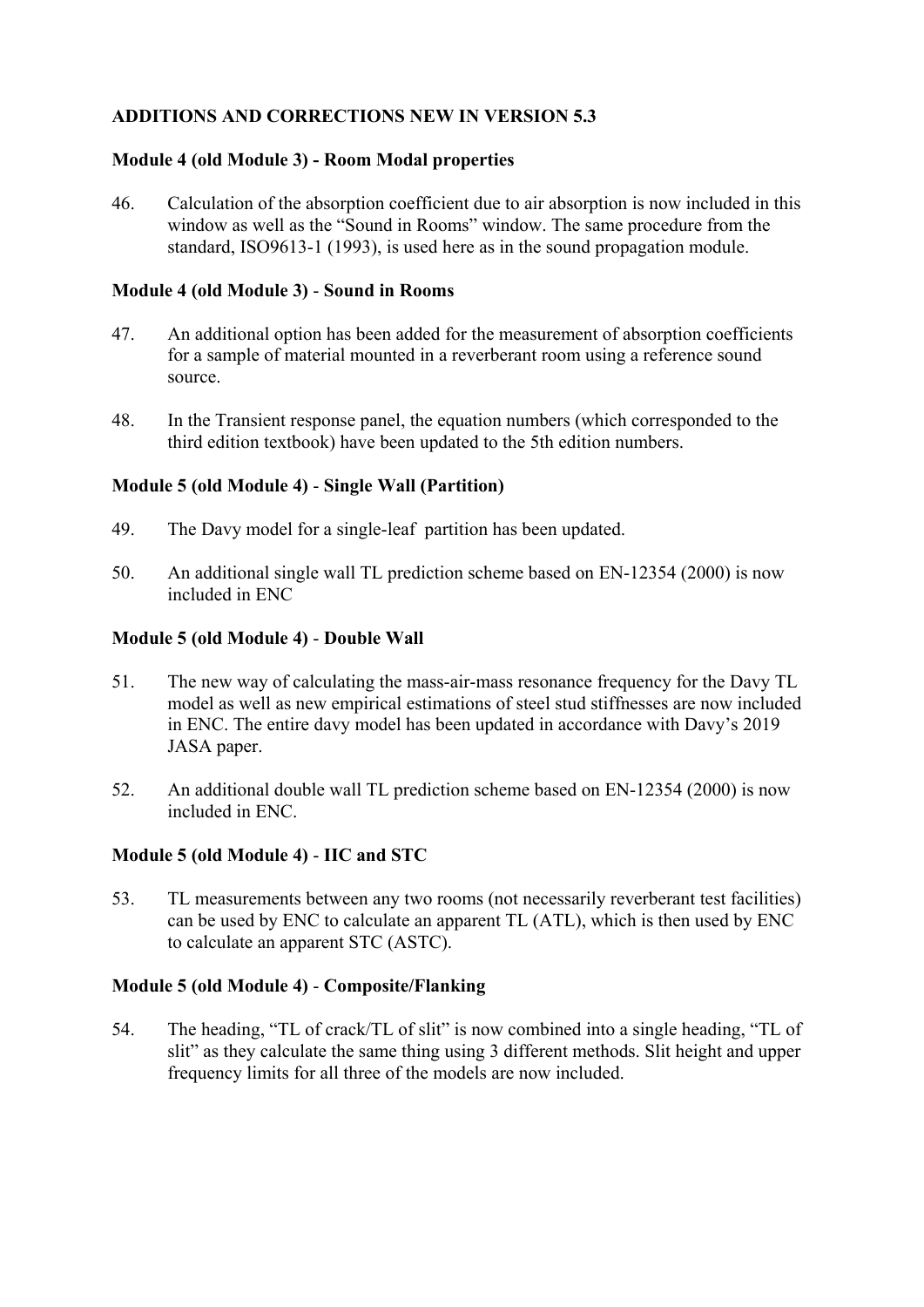## ADDITIONS AND CORRECTIONS NEW IN VERSION 5.3

### Module 4 (old Module 3) - Room Modal properties

46. Calculation of the absorption coefficient due to air absorption is now included in this window as well as the "Sound in Rooms" window. The same procedure from the standard, ISO9613-1 (1993), is used here as in the sound propagation module.

### Module 4 (old Module 3) - Sound in Rooms

47. An additional option has been added for the measurement of absorption coefficients for a sample of material mounted in a reverberant room using a reference sound source.

48. In the Transient response panel, the equation numbers (which corresponded to the third edition textbook) have been updated to the 5th edition numbers.

### Module 5 (old Module 4) - Single Wall (Partition)

49. The Davy model for a single-leaf partition has been updated.

50. An additional single wall TL prediction scheme based on EN-12354 (2000) is now included in ENC

### Module 5 (old Module 4) - Double Wall

51. The new way of calculating the mass-air-mass resonance frequency for the Davy TL model as well as new empirical estimations of steel stud stiffnesses are now included in ENC. The entire davy model has been updated in accordance with Davy's 2019 JASA paper.

52. An additional double wall TL prediction scheme based on EN-12354 (2000) is now included in ENC.

### Module 5 (old Module 4) - IIC and STC

53. TL measurements between any two rooms (not necessarily reverberant test facilities) can be used by ENC to calculate an apparent TL (ATL), which is then used by ENC to calculate an apparent STC (ASTC).

### Module 5 (old Module 4) - Composite/Flanking

54. The heading, "TL of crack/TL of slit" is now combined into a single heading, "TL of slit" as they calculate the same thing using 3 different methods. Slit height and upper frequency limits for all three of the models are now included.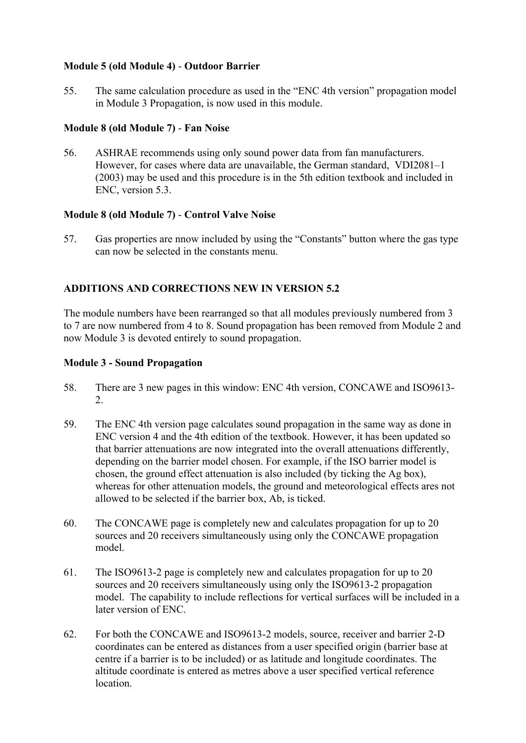**Module 5 (old Module 4)** - **Outdoor Barrier**

55. The same calculation procedure as used in the "ENC 4th version" propagation model in Module 3 Propagation, is now used in this module.

**Module 8 (old Module 7)** - **Fan Noise**

56. ASHRAE recommends using only sound power data from fan manufacturers. However, for cases where data are unavailable, the German standard, VDI2081–1 (2003) may be used and this procedure is in the 5th edition textbook and included in ENC, version 5.3.

**Module 8 (old Module 7)** - **Control Valve Noise**

57. Gas properties are nnow included by using the "Constants" button where the gas type can now be selected in the constants menu.

**ADDITIONS AND CORRECTIONS NEW IN VERSION 5.2**

The module numbers have been rearranged so that all modules previously numbered from 3 to 7 are now numbered from 4 to 8. Sound propagation has been removed from Module 2 and now Module 3 is devoted entirely to sound propagation.

**Module 3 - Sound Propagation**

58. There are 3 new pages in this window: ENC 4th version, CONCAWE and ISO9613-2.

59. The ENC 4th version page calculates sound propagation in the same way as done in ENC version 4 and the 4th edition of the textbook. However, it has been updated so that barrier attenuations are now integrated into the overall attenuations differently, depending on the barrier model chosen. For example, if the ISO barrier model is chosen, the ground effect attenuation is also included (by ticking the Ag box), whereas for other attenuation models, the ground and meteorological effects ares not allowed to be selected if the barrier box, Ab, is ticked.

60. The CONCAWE page is completely new and calculates propagation for up to 20 sources and 20 receivers simultaneously using only the CONCAWE propagation model.

61. The ISO9613-2 page is completely new and calculates propagation for up to 20 sources and 20 receivers simultaneously using only the ISO9613-2 propagation model. The capability to include reflections for vertical surfaces will be included in a later version of ENC.

62. For both the CONCAWE and ISO9613-2 models, source, receiver and barrier 2-D coordinates can be entered as distances from a user specified origin (barrier base at centre if a barrier is to be included) or as latitude and longitude coordinates. The altitude coordinate is entered as metres above a user specified vertical reference location.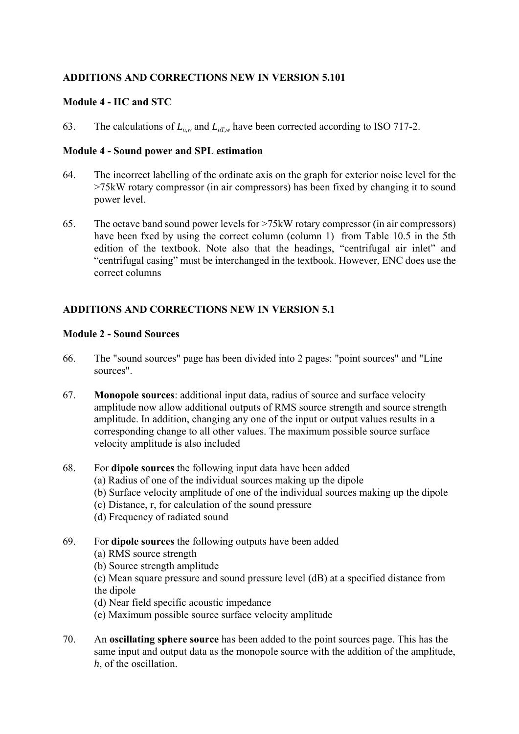## ADDITIONS AND CORRECTIONS NEW IN VERSION 5.101

### Module 4 - IIC and STC

63. The calculations of $L_{n,w}$ and $L_{nT,w}$ have been corrected according to ISO 717-2.

### Module 4 - Sound power and SPL estimation

64. The incorrect labelling of the ordinate axis on the graph for exterior noise level for the >75kW rotary compressor (in air compressors) has been fixed by changing it to sound power level.

65. The octave band sound power levels for >75kW rotary compressor (in air compressors) have been fxed by using the correct column (column 1) from Table 10.5 in the 5th edition of the textbook. Note also that the headings, "centrifugal air inlet" and "centrifugal casing" must be interchanged in the textbook. However, ENC does use the correct columns

## ADDITIONS AND CORRECTIONS NEW IN VERSION 5.1

### Module 2 - Sound Sources

66. The "sound sources" page has been divided into 2 pages: "point sources" and "Line sources".

67. **Monopole sources**: additional input data, radius of source and surface velocity amplitude now allow additional outputs of RMS source strength and source strength amplitude. In addition, changing any one of the input or output values results in a corresponding change to all other values. The maximum possible source surface velocity amplitude is also included

68. For **dipole sources** the following input data have been added
    (a) Radius of one of the individual sources making up the dipole
    (b) Surface velocity amplitude of one of the individual sources making up the dipole
    (c) Distance, r, for calculation of the sound pressure
    (d) Frequency of radiated sound

69. For **dipole sources** the following outputs have been added
    (a) RMS source strength
    (b) Source strength amplitude
    (c) Mean square pressure and sound pressure level (dB) at a specified distance from the dipole
    (d) Near field specific acoustic impedance
    (e) Maximum possible source surface velocity amplitude

70. An **oscillating sphere source** has been added to the point sources page. This has the same input and output data as the monopole source with the addition of the amplitude, *h*, of the oscillation.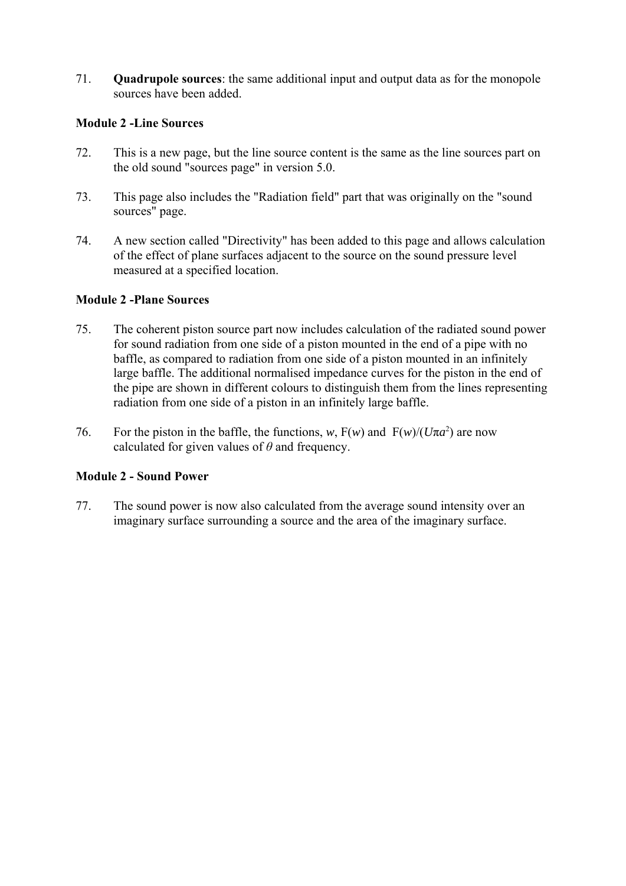71. **Quadrupole sources**: the same additional input and output data as for the monopole sources have been added.

### Module 2 -Line Sources

72. This is a new page, but the line source content is the same as the line sources part on the old sound "sources page" in version 5.0.

73. This page also includes the "Radiation field" part that was originally on the "sound sources" page.

74. A new section called "Directivity" has been added to this page and allows calculation of the effect of plane surfaces adjacent to the source on the sound pressure level measured at a specified location.

### Module 2 -Plane Sources

75. The coherent piston source part now includes calculation of the radiated sound power for sound radiation from one side of a piston mounted in the end of a pipe with no baffle, as compared to radiation from one side of a piston mounted in an infinitely large baffle. The additional normalised impedance curves for the piston in the end of the pipe are shown in different colours to distinguish them from the lines representing radiation from one side of a piston in an infinitely large baffle.

76. For the piston in the baffle, the functions, $w$, $\mathrm{F}(w)$ and $\mathrm{F}(w)/(U\pi a^2)$ are now calculated for given values of $\theta$ and frequency.

### Module 2 - Sound Power

77. The sound power is now also calculated from the average sound intensity over an imaginary surface surrounding a source and the area of the imaginary surface.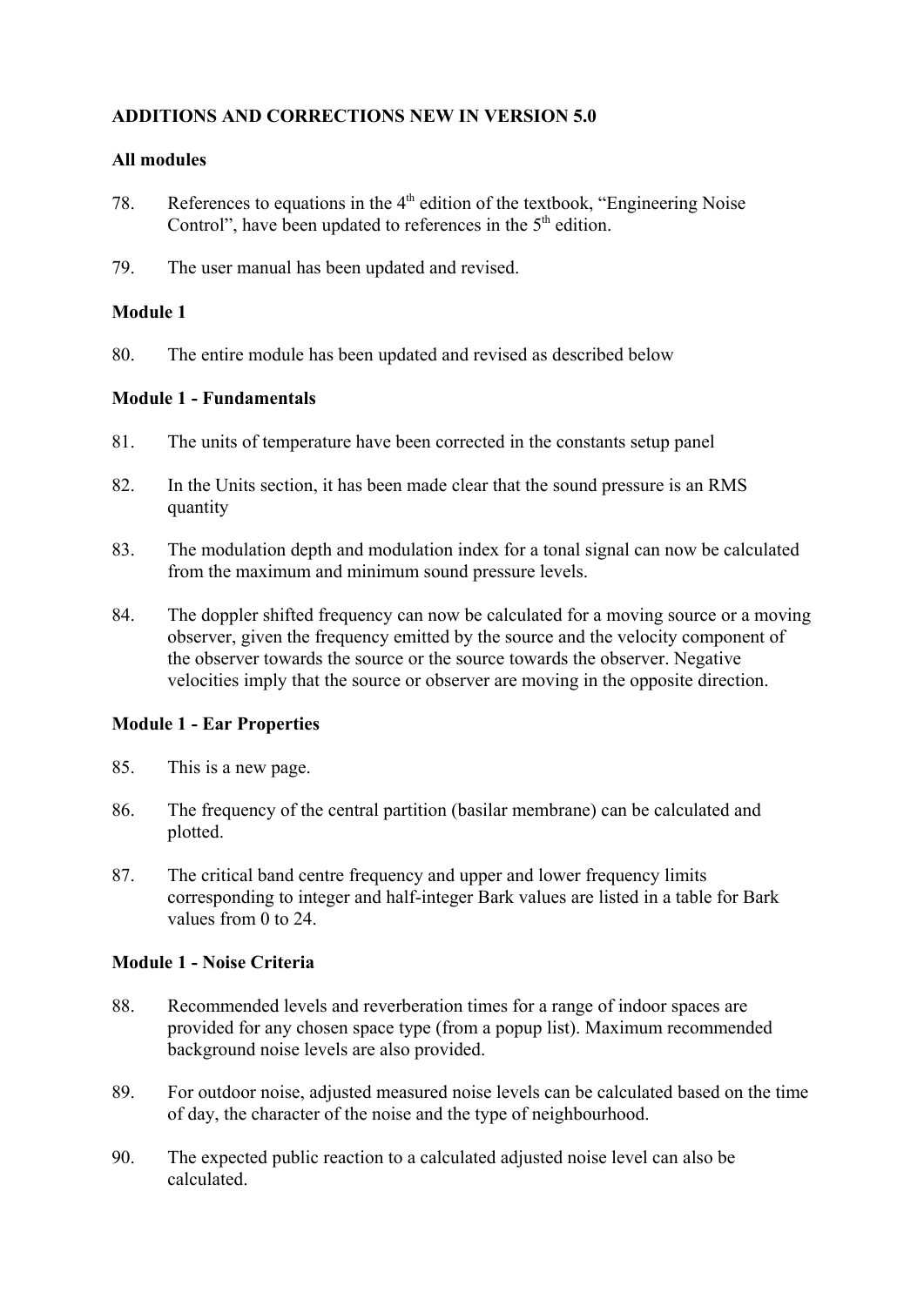**ADDITIONS AND CORRECTIONS NEW IN VERSION 5.0**

**All modules**

78. References to equations in the 4th edition of the textbook, "Engineering Noise Control", have been updated to references in the 5th edition.

79. The user manual has been updated and revised.

**Module 1**

80. The entire module has been updated and revised as described below

**Module 1 - Fundamentals**

81. The units of temperature have been corrected in the constants setup panel

82. In the Units section, it has been made clear that the sound pressure is an RMS quantity

83. The modulation depth and modulation index for a tonal signal can now be calculated from the maximum and minimum sound pressure levels.

84. The doppler shifted frequency can now be calculated for a moving source or a moving observer, given the frequency emitted by the source and the velocity component of the observer towards the source or the source towards the observer. Negative velocities imply that the source or observer are moving in the opposite direction.

**Module 1 - Ear Properties**

85. This is a new page.

86. The frequency of the central partition (basilar membrane) can be calculated and plotted.

87. The critical band centre frequency and upper and lower frequency limits corresponding to integer and half-integer Bark values are listed in a table for Bark values from 0 to 24.

**Module 1 - Noise Criteria**

88. Recommended levels and reverberation times for a range of indoor spaces are provided for any chosen space type (from a popup list). Maximum recommended background noise levels are also provided.

89. For outdoor noise, adjusted measured noise levels can be calculated based on the time of day, the character of the noise and the type of neighbourhood.

90. The expected public reaction to a calculated adjusted noise level can also be calculated.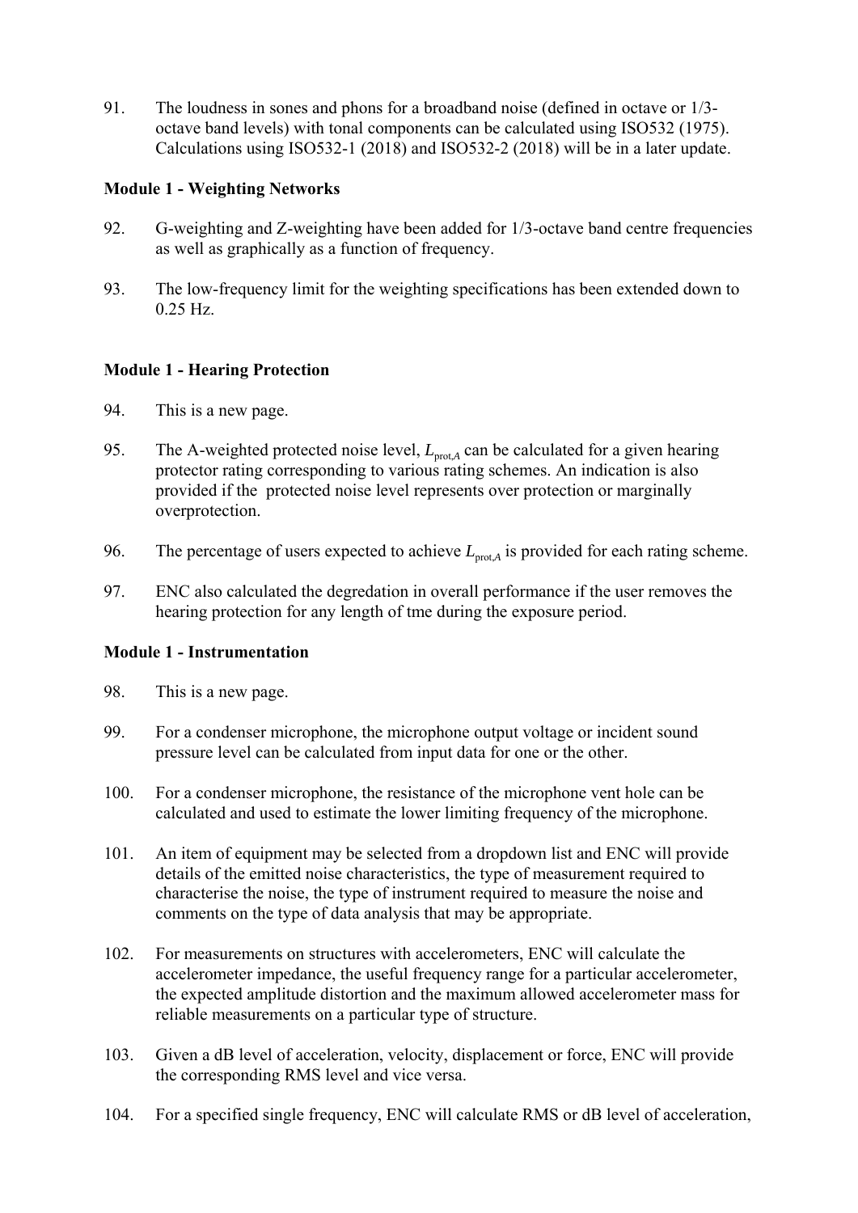91. The loudness in sones and phons for a broadband noise (defined in octave or 1/3-octave band levels) with tonal components can be calculated using ISO532 (1975). Calculations using ISO532-1 (2018) and ISO532-2 (2018) will be in a later update.

**Module 1 - Weighting Networks**

92. G-weighting and Z-weighting have been added for 1/3-octave band centre frequencies as well as graphically as a function of frequency.

93. The low-frequency limit for the weighting specifications has been extended down to 0.25 Hz.

**Module 1 - Hearing Protection**

94. This is a new page.

95. The A-weighted protected noise level, $L_{\text{prot},A}$ can be calculated for a given hearing protector rating corresponding to various rating schemes. An indication is also provided if the protected noise level represents over protection or marginally overprotection.

96. The percentage of users expected to achieve $L_{\text{prot},A}$ is provided for each rating scheme.

97. ENC also calculated the degredation in overall performance if the user removes the hearing protection for any length of tme during the exposure period.

**Module 1 - Instrumentation**

98. This is a new page.

99. For a condenser microphone, the microphone output voltage or incident sound pressure level can be calculated from input data for one or the other.

100. For a condenser microphone, the resistance of the microphone vent hole can be calculated and used to estimate the lower limiting frequency of the microphone.

101. An item of equipment may be selected from a dropdown list and ENC will provide details of the emitted noise characteristics, the type of measurement required to characterise the noise, the type of instrument required to measure the noise and comments on the type of data analysis that may be appropriate.

102. For measurements on structures with accelerometers, ENC will calculate the accelerometer impedance, the useful frequency range for a particular accelerometer, the expected amplitude distortion and the maximum allowed accelerometer mass for reliable measurements on a particular type of structure.

103. Given a dB level of acceleration, velocity, displacement or force, ENC will provide the corresponding RMS level and vice versa.

104. For a specified single frequency, ENC will calculate RMS or dB level of acceleration,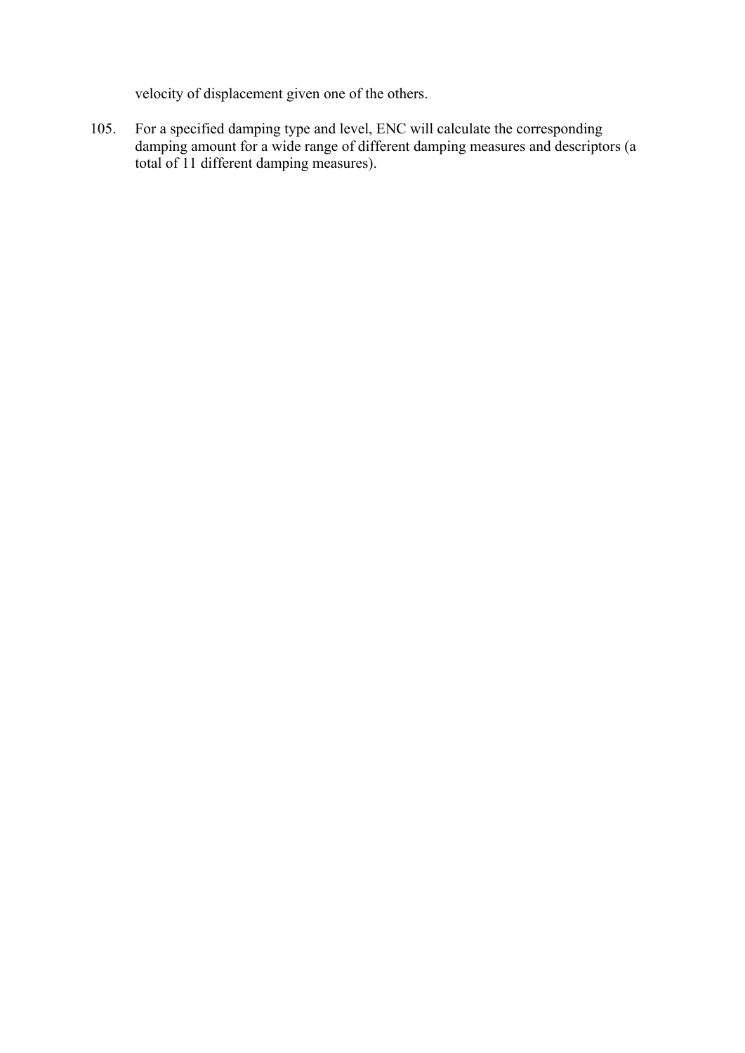velocity of displacement given one of the others.

105. For a specified damping type and level, ENC will calculate the corresponding damping amount for a wide range of different damping measures and descriptors (a total of 11 different damping measures).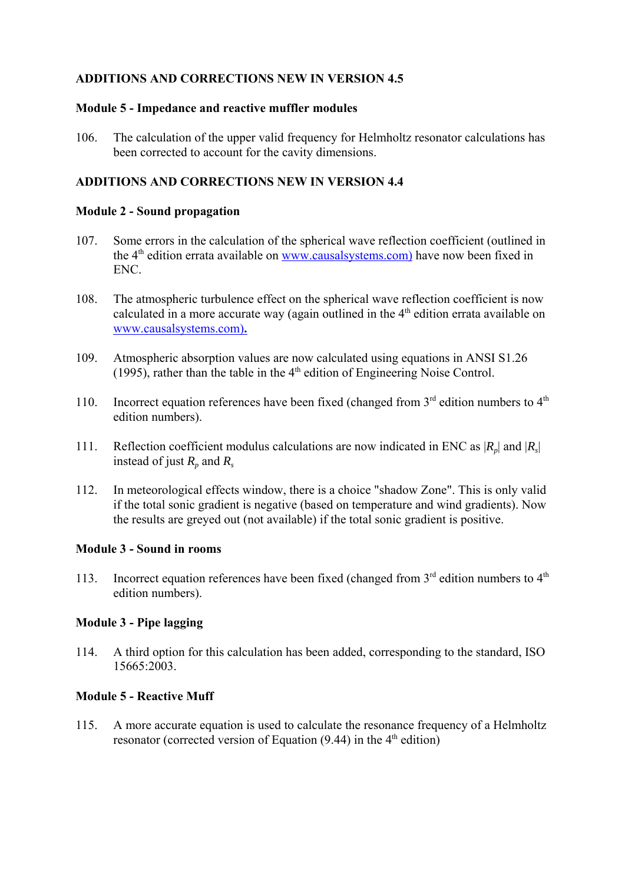## ADDITIONS AND CORRECTIONS NEW IN VERSION 4.5

### Module 5 - Impedance and reactive muffler modules

106. The calculation of the upper valid frequency for Helmholtz resonator calculations has been corrected to account for the cavity dimensions.

## ADDITIONS AND CORRECTIONS NEW IN VERSION 4.4

### Module 2 - Sound propagation

107. Some errors in the calculation of the spherical wave reflection coefficient (outlined in the 4th edition errata available on www.causalsystems.com) have now been fixed in ENC.

108. The atmospheric turbulence effect on the spherical wave reflection coefficient is now calculated in a more accurate way (again outlined in the 4th edition errata available on www.causalsystems.com).

109. Atmospheric absorption values are now calculated using equations in ANSI S1.26 (1995), rather than the table in the 4th edition of Engineering Noise Control.

110. Incorrect equation references have been fixed (changed from 3rd edition numbers to 4th edition numbers).

111. Reflection coefficient modulus calculations are now indicated in ENC as $|R_p|$ and $|R_s|$ instead of just $R_p$ and $R_s$

112. In meteorological effects window, there is a choice "shadow Zone". This is only valid if the total sonic gradient is negative (based on temperature and wind gradients). Now the results are greyed out (not available) if the total sonic gradient is positive.

### Module 3 - Sound in rooms

113. Incorrect equation references have been fixed (changed from 3rd edition numbers to 4th edition numbers).

### Module 3 - Pipe lagging

114. A third option for this calculation has been added, corresponding to the standard, ISO 15665:2003.

### Module 5 - Reactive Muff

115. A more accurate equation is used to calculate the resonance frequency of a Helmholtz resonator (corrected version of Equation (9.44) in the 4th edition)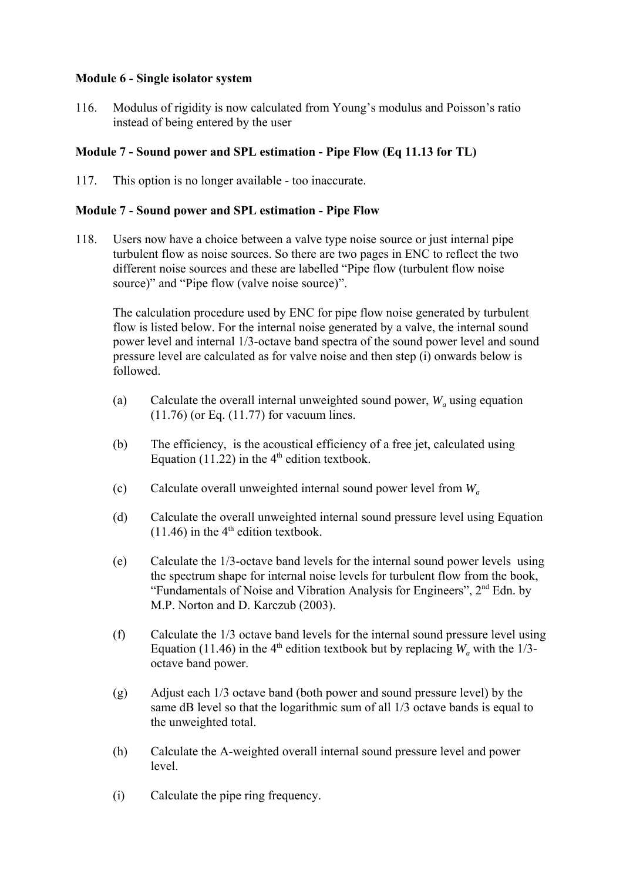**Module 6 - Single isolator system**

116. Modulus of rigidity is now calculated from Young's modulus and Poisson's ratio instead of being entered by the user

**Module 7 - Sound power and SPL estimation - Pipe Flow (Eq 11.13 for TL)**

117. This option is no longer available - too inaccurate.

**Module 7 - Sound power and SPL estimation - Pipe Flow**

118. Users now have a choice between a valve type noise source or just internal pipe turbulent flow as noise sources. So there are two pages in ENC to reflect the two different noise sources and these are labelled "Pipe flow (turbulent flow noise source)" and "Pipe flow (valve noise source)".

     The calculation procedure used by ENC for pipe flow noise generated by turbulent flow is listed below. For the internal noise generated by a valve, the internal sound power level and internal 1/3-octave band spectra of the sound power level and sound pressure level are calculated as for valve noise and then step (i) onwards below is followed.

     (a) Calculate the overall internal unweighted sound power, $W_a$ using equation (11.76) (or Eq. (11.77) for vacuum lines.

     (b) The efficiency, is the acoustical efficiency of a free jet, calculated using Equation (11.22) in the 4[th] edition textbook.

     (c) Calculate overall unweighted internal sound power level from $W_a$

     (d) Calculate the overall unweighted internal sound pressure level using Equation (11.46) in the 4[th] edition textbook.

     (e) Calculate the 1/3-octave band levels for the internal sound power levels using the spectrum shape for internal noise levels for turbulent flow from the book, "Fundamentals of Noise and Vibration Analysis for Engineers", 2[nd] Edn. by M.P. Norton and D. Karczub (2003).

     (f) Calculate the 1/3 octave band levels for the internal sound pressure level using Equation (11.46) in the 4[th] edition textbook but by replacing $W_a$ with the 1/3-octave band power.

     (g) Adjust each 1/3 octave band (both power and sound pressure level) by the same dB level so that the logarithmic sum of all 1/3 octave bands is equal to the unweighted total.

     (h) Calculate the A-weighted overall internal sound pressure level and power level.

     (i) Calculate the pipe ring frequency.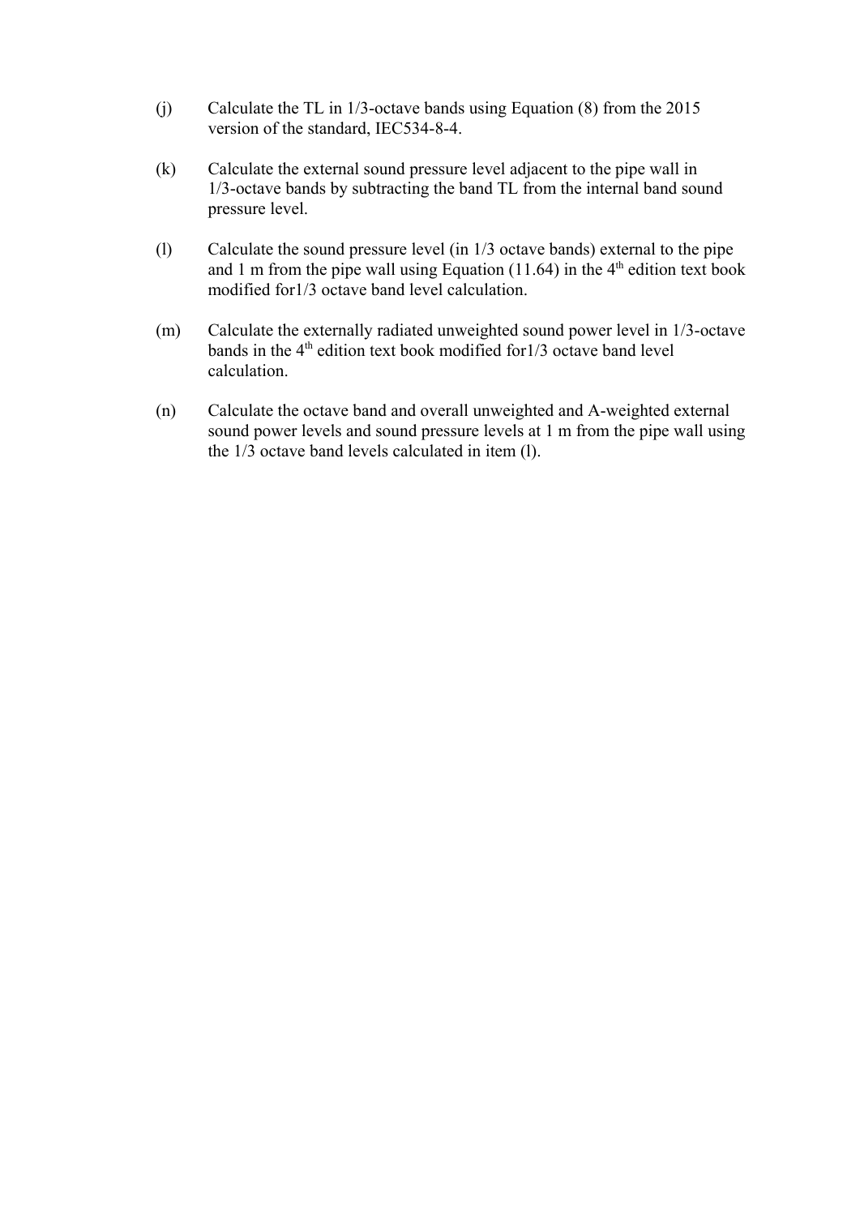(j) Calculate the TL in 1/3-octave bands using Equation (8) from the 2015 version of the standard, IEC534-8-4.

(k) Calculate the external sound pressure level adjacent to the pipe wall in 1/3-octave bands by subtracting the band TL from the internal band sound pressure level.

(l) Calculate the sound pressure level (in 1/3 octave bands) external to the pipe and 1 m from the pipe wall using Equation (11.64) in the 4th edition text book modified for1/3 octave band level calculation.

(m) Calculate the externally radiated unweighted sound power level in 1/3-octave bands in the 4th edition text book modified for1/3 octave band level calculation.

(n) Calculate the octave band and overall unweighted and A-weighted external sound power levels and sound pressure levels at 1 m from the pipe wall using the 1/3 octave band levels calculated in item (l).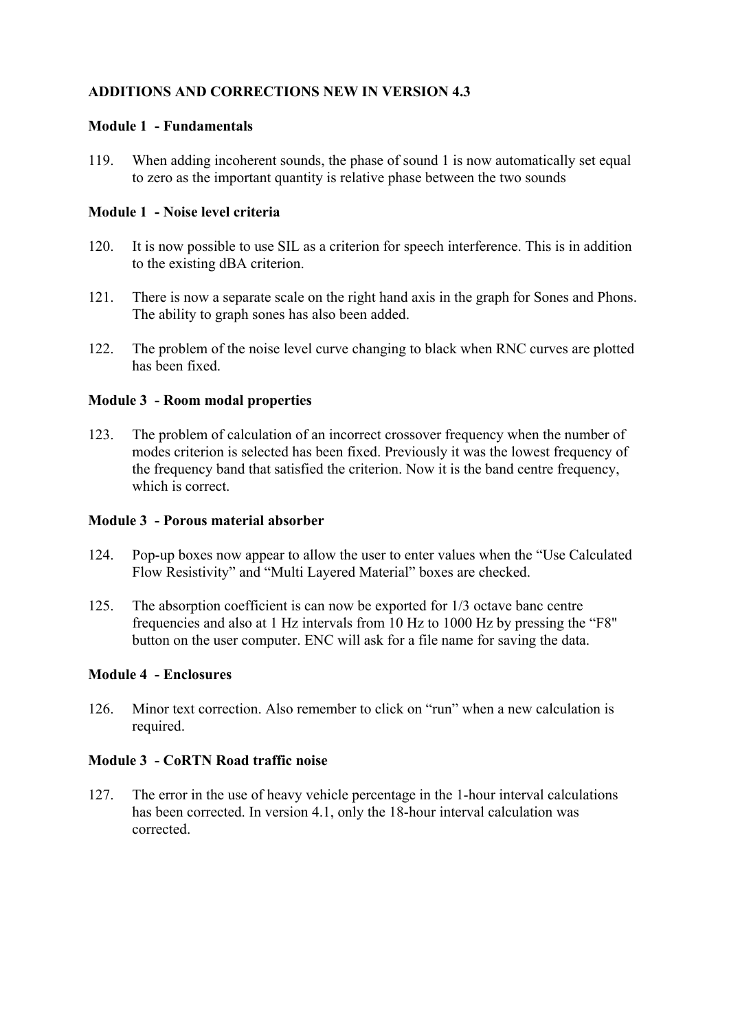**ADDITIONS AND CORRECTIONS NEW IN VERSION 4.3**

**Module 1 - Fundamentals**

119. When adding incoherent sounds, the phase of sound 1 is now automatically set equal to zero as the important quantity is relative phase between the two sounds

**Module 1 - Noise level criteria**

120. It is now possible to use SIL as a criterion for speech interference. This is in addition to the existing dBA criterion.

121. There is now a separate scale on the right hand axis in the graph for Sones and Phons. The ability to graph sones has also been added.

122. The problem of the noise level curve changing to black when RNC curves are plotted has been fixed.

**Module 3 - Room modal properties**

123. The problem of calculation of an incorrect crossover frequency when the number of modes criterion is selected has been fixed. Previously it was the lowest frequency of the frequency band that satisfied the criterion. Now it is the band centre frequency, which is correct.

**Module 3 - Porous material absorber**

124. Pop-up boxes now appear to allow the user to enter values when the "Use Calculated Flow Resistivity" and "Multi Layered Material" boxes are checked.

125. The absorption coefficient is can now be exported for 1/3 octave banc centre frequencies and also at 1 Hz intervals from 10 Hz to 1000 Hz by pressing the "F8" button on the user computer. ENC will ask for a file name for saving the data.

**Module 4 - Enclosures**

126. Minor text correction. Also remember to click on "run" when a new calculation is required.

**Module 3 - CoRTN Road traffic noise**

127. The error in the use of heavy vehicle percentage in the 1-hour interval calculations has been corrected. In version 4.1, only the 18-hour interval calculation was corrected.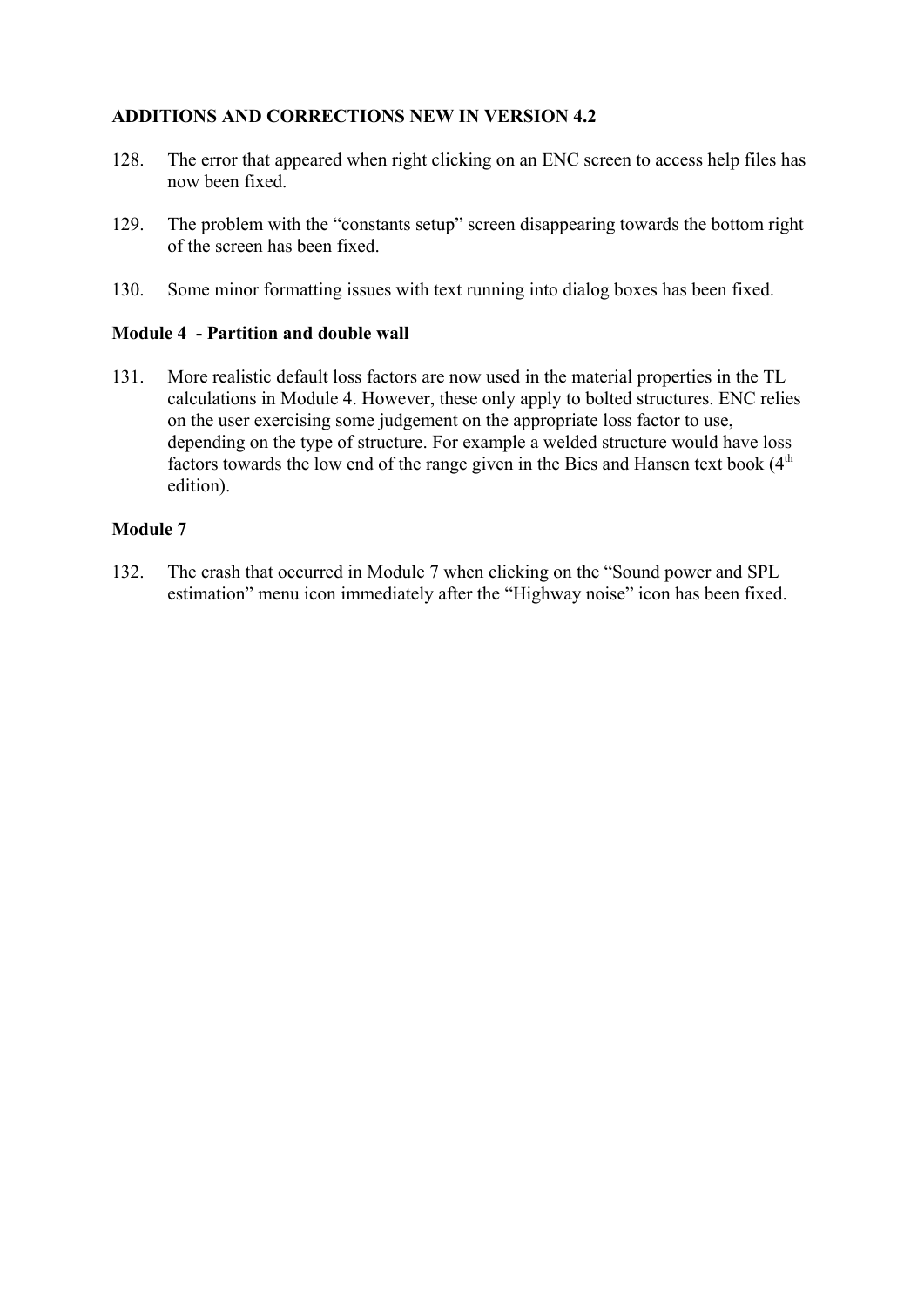**ADDITIONS AND CORRECTIONS NEW IN VERSION 4.2**

128. The error that appeared when right clicking on an ENC screen to access help files has now been fixed.

129. The problem with the "constants setup" screen disappearing towards the bottom right of the screen has been fixed.

130. Some minor formatting issues with text running into dialog boxes has been fixed.

**Module 4 - Partition and double wall**

131. More realistic default loss factors are now used in the material properties in the TL calculations in Module 4. However, these only apply to bolted structures. ENC relies on the user exercising some judgement on the appropriate loss factor to use, depending on the type of structure. For example a welded structure would have loss factors towards the low end of the range given in the Bies and Hansen text book (4th edition).

**Module 7**

132. The crash that occurred in Module 7 when clicking on the "Sound power and SPL estimation" menu icon immediately after the "Highway noise" icon has been fixed.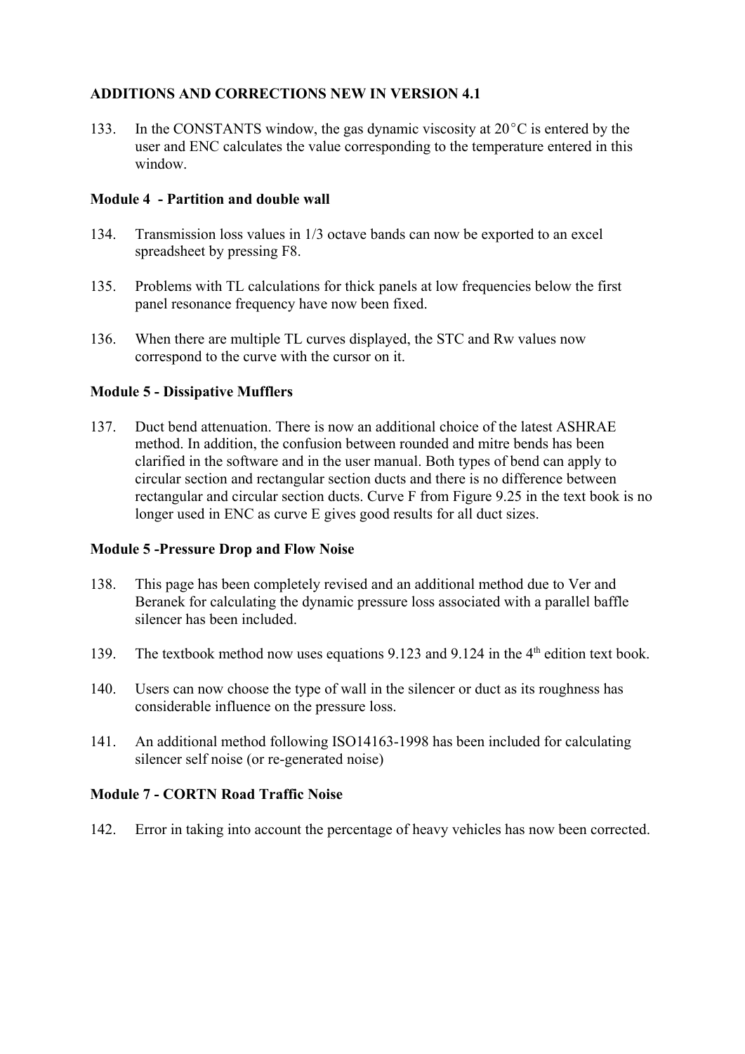**ADDITIONS AND CORRECTIONS NEW IN VERSION 4.1**

133. In the CONSTANTS window, the gas dynamic viscosity at 20°C is entered by the user and ENC calculates the value corresponding to the temperature entered in this window.

**Module 4 - Partition and double wall**

134. Transmission loss values in 1/3 octave bands can now be exported to an excel spreadsheet by pressing F8.

135. Problems with TL calculations for thick panels at low frequencies below the first panel resonance frequency have now been fixed.

136. When there are multiple TL curves displayed, the STC and Rw values now correspond to the curve with the cursor on it.

**Module 5 - Dissipative Mufflers**

137. Duct bend attenuation. There is now an additional choice of the latest ASHRAE method. In addition, the confusion between rounded and mitre bends has been clarified in the software and in the user manual. Both types of bend can apply to circular section and rectangular section ducts and there is no difference between rectangular and circular section ducts. Curve F from Figure 9.25 in the text book is no longer used in ENC as curve E gives good results for all duct sizes.

**Module 5 -Pressure Drop and Flow Noise**

138. This page has been completely revised and an additional method due to Ver and Beranek for calculating the dynamic pressure loss associated with a parallel baffle silencer has been included.

139. The textbook method now uses equations 9.123 and 9.124 in the 4th edition text book.

140. Users can now choose the type of wall in the silencer or duct as its roughness has considerable influence on the pressure loss.

141. An additional method following ISO14163-1998 has been included for calculating silencer self noise (or re-generated noise)

**Module 7 - CORTN Road Traffic Noise**

142. Error in taking into account the percentage of heavy vehicles has now been corrected.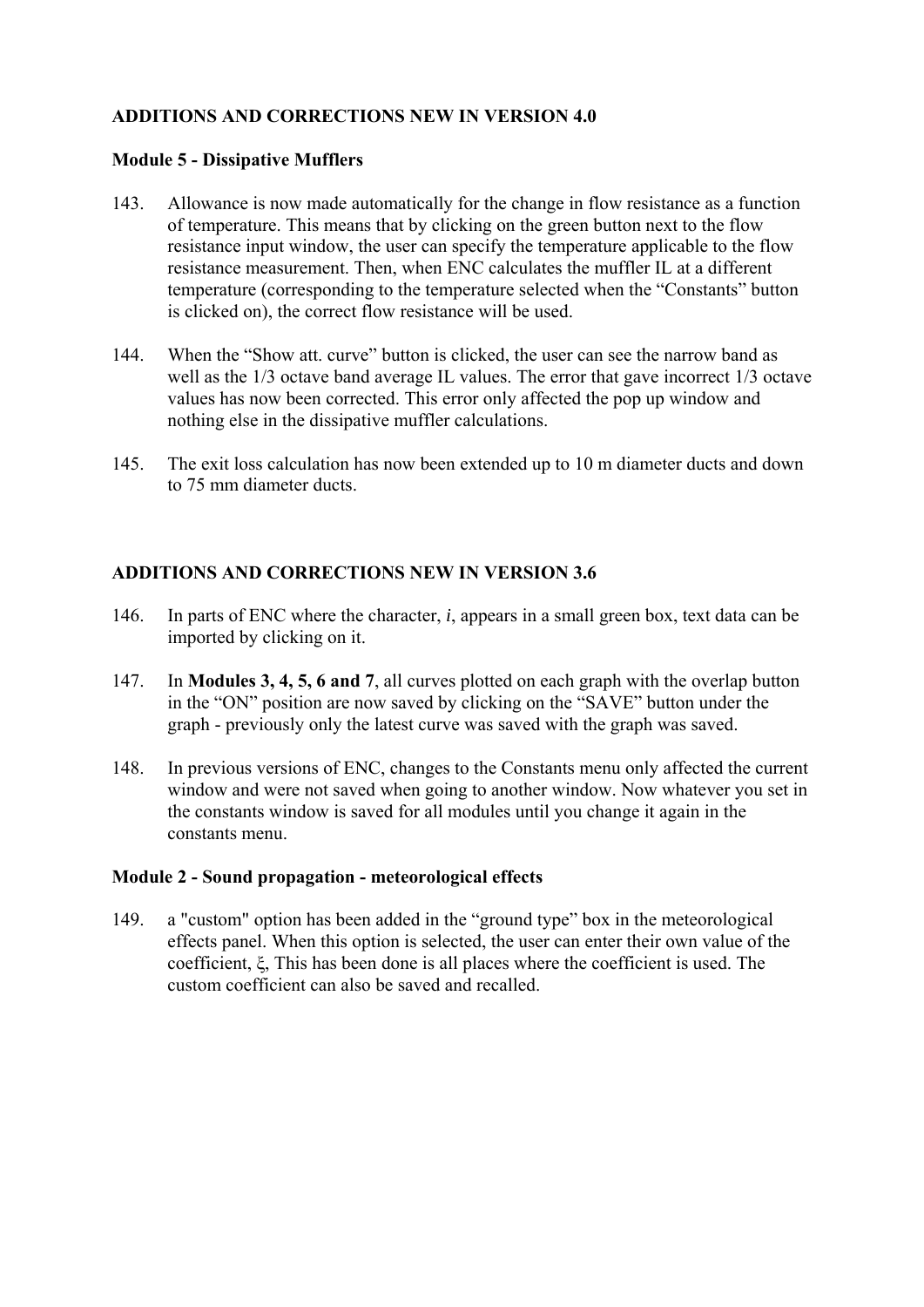## ADDITIONS AND CORRECTIONS NEW IN VERSION 4.0

### Module 5 - Dissipative Mufflers

143. Allowance is now made automatically for the change in flow resistance as a function of temperature. This means that by clicking on the green button next to the flow resistance input window, the user can specify the temperature applicable to the flow resistance measurement. Then, when ENC calculates the muffler IL at a different temperature (corresponding to the temperature selected when the “Constants” button is clicked on), the correct flow resistance will be used.

144. When the “Show att. curve” button is clicked, the user can see the narrow band as well as the 1/3 octave band average IL values. The error that gave incorrect 1/3 octave values has now been corrected. This error only affected the pop up window and nothing else in the dissipative muffler calculations.

145. The exit loss calculation has now been extended up to 10 m diameter ducts and down to 75 mm diameter ducts.

## ADDITIONS AND CORRECTIONS NEW IN VERSION 3.6

146. In parts of ENC where the character, *i*, appears in a small green box, text data can be imported by clicking on it.

147. In **Modules 3, 4, 5, 6 and 7**, all curves plotted on each graph with the overlap button in the “ON” position are now saved by clicking on the “SAVE” button under the graph - previously only the latest curve was saved with the graph was saved.

148. In previous versions of ENC, changes to the Constants menu only affected the current window and were not saved when going to another window. Now whatever you set in the constants window is saved for all modules until you change it again in the constants menu.

### Module 2 - Sound propagation - meteorological effects

149. a "custom" option has been added in the “ground type” box in the meteorological effects panel. When this option is selected, the user can enter their own value of the coefficient, $\xi$, This has been done is all places where the coefficient is used. The custom coefficient can also be saved and recalled.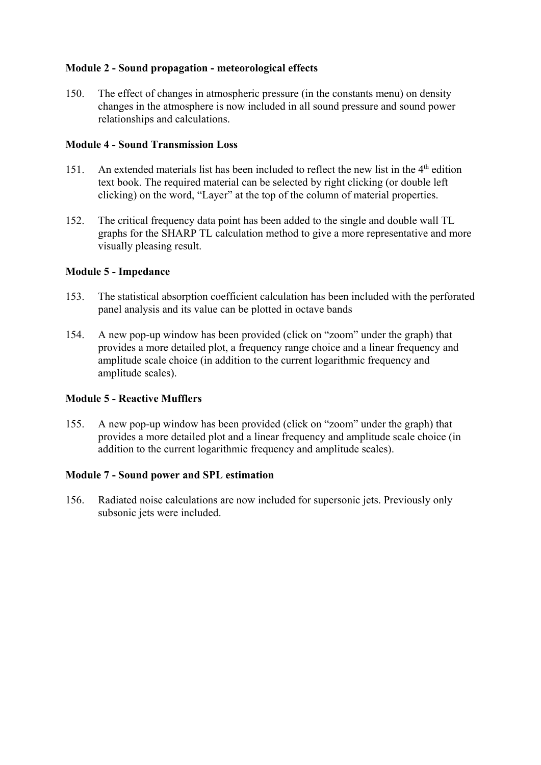**Module 2 - Sound propagation - meteorological effects**

150. The effect of changes in atmospheric pressure (in the constants menu) on density changes in the atmosphere is now included in all sound pressure and sound power relationships and calculations.

**Module 4 - Sound Transmission Loss**

151. An extended materials list has been included to reflect the new list in the 4th edition text book. The required material can be selected by right clicking (or double left clicking) on the word, “Layer” at the top of the column of material properties.

152. The critical frequency data point has been added to the single and double wall TL graphs for the SHARP TL calculation method to give a more representative and more visually pleasing result.

**Module 5 - Impedance**

153. The statistical absorption coefficient calculation has been included with the perforated panel analysis and its value can be plotted in octave bands

154. A new pop-up window has been provided (click on “zoom” under the graph) that provides a more detailed plot, a frequency range choice and a linear frequency and amplitude scale choice (in addition to the current logarithmic frequency and amplitude scales).

**Module 5 - Reactive Mufflers**

155. A new pop-up window has been provided (click on “zoom” under the graph) that provides a more detailed plot and a linear frequency and amplitude scale choice (in addition to the current logarithmic frequency and amplitude scales).

**Module 7 - Sound power and SPL estimation**

156. Radiated noise calculations are now included for supersonic jets. Previously only subsonic jets were included.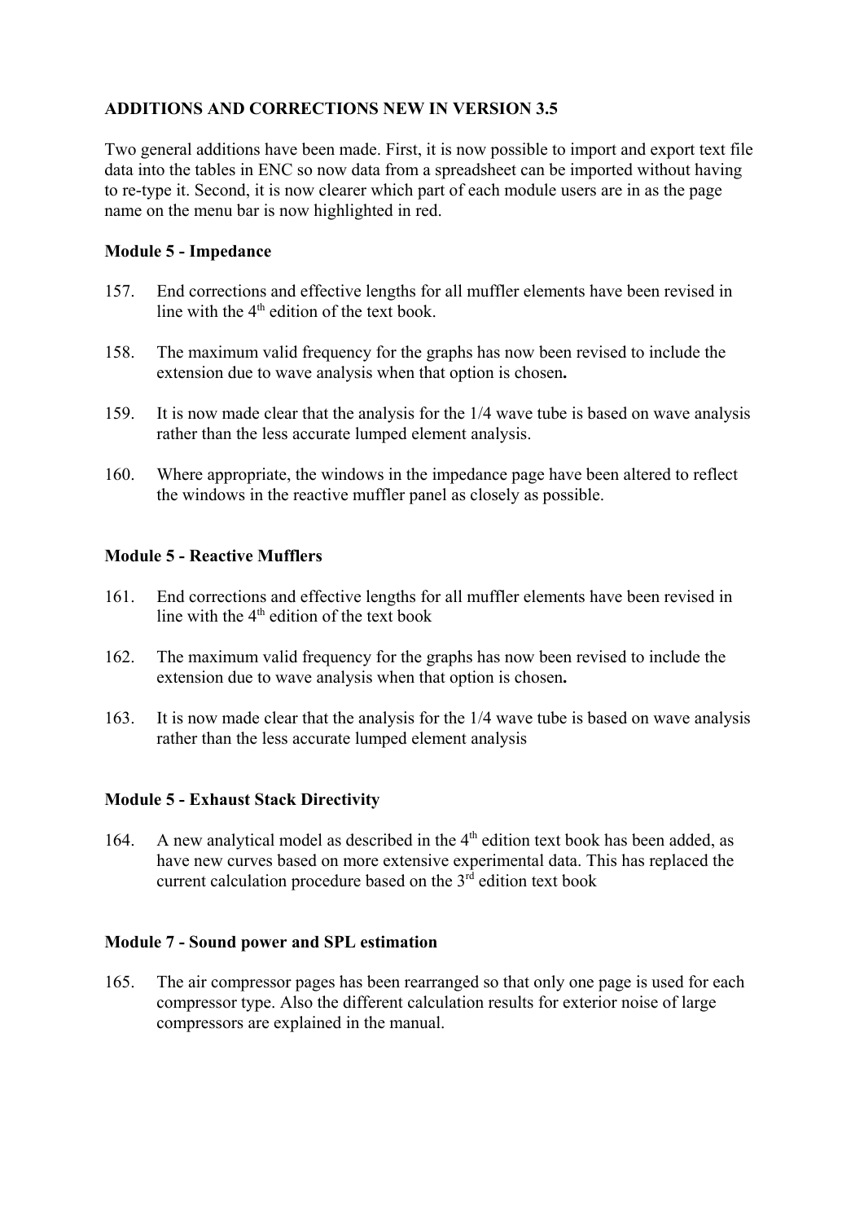**ADDITIONS AND CORRECTIONS NEW IN VERSION 3.5**

Two general additions have been made. First, it is now possible to import and export text file data into the tables in ENC so now data from a spreadsheet can be imported without having to re-type it. Second, it is now clearer which part of each module users are in as the page name on the menu bar is now highlighted in red.

**Module 5 - Impedance**

157. End corrections and effective lengths for all muffler elements have been revised in line with the 4th edition of the text book.

158. The maximum valid frequency for the graphs has now been revised to include the extension due to wave analysis when that option is chosen**.**

159. It is now made clear that the analysis for the 1/4 wave tube is based on wave analysis rather than the less accurate lumped element analysis.

160. Where appropriate, the windows in the impedance page have been altered to reflect the windows in the reactive muffler panel as closely as possible.

**Module 5 - Reactive Mufflers**

161. End corrections and effective lengths for all muffler elements have been revised in line with the 4th edition of the text book

162. The maximum valid frequency for the graphs has now been revised to include the extension due to wave analysis when that option is chosen**.**

163. It is now made clear that the analysis for the 1/4 wave tube is based on wave analysis rather than the less accurate lumped element analysis

**Module 5 - Exhaust Stack Directivity**

164. A new analytical model as described in the 4th edition text book has been added, as have new curves based on more extensive experimental data. This has replaced the current calculation procedure based on the 3rd edition text book

**Module 7 - Sound power and SPL estimation**

165. The air compressor pages has been rearranged so that only one page is used for each compressor type. Also the different calculation results for exterior noise of large compressors are explained in the manual.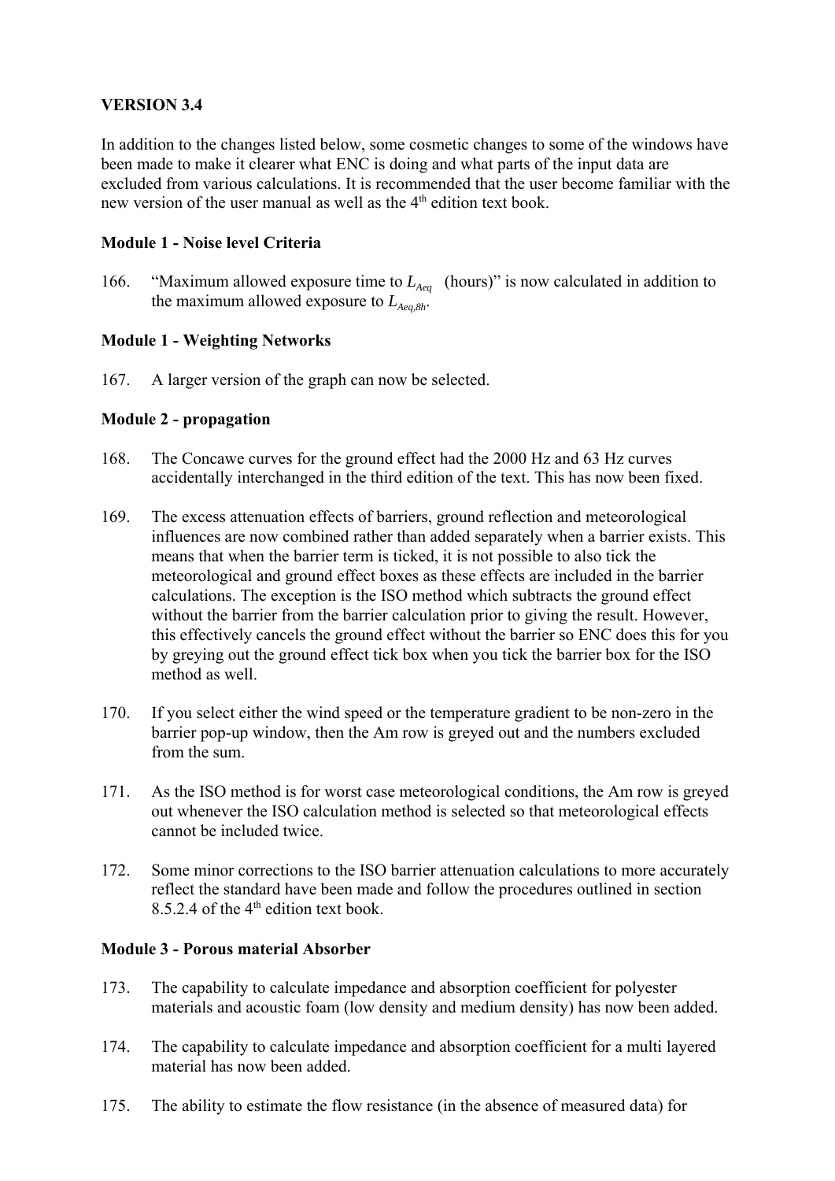**VERSION 3.4**

In addition to the changes listed below, some cosmetic changes to some of the windows have been made to make it clearer what ENC is doing and what parts of the input data are excluded from various calculations. It is recommended that the user become familiar with the new version of the user manual as well as the 4th edition text book.

**Module 1 - Noise level Criteria**

166. "Maximum allowed exposure time to $L_{Aeq}$ (hours)" is now calculated in addition to the maximum allowed exposure to $L_{Aeq,8h}$.

**Module 1 - Weighting Networks**

167. A larger version of the graph can now be selected.

**Module 2 - propagation**

168. The Concawe curves for the ground effect had the 2000 Hz and 63 Hz curves accidentally interchanged in the third edition of the text. This has now been fixed.

169. The excess attenuation effects of barriers, ground reflection and meteorological influences are now combined rather than added separately when a barrier exists. This means that when the barrier term is ticked, it is not possible to also tick the meteorological and ground effect boxes as these effects are included in the barrier calculations. The exception is the ISO method which subtracts the ground effect without the barrier from the barrier calculation prior to giving the result. However, this effectively cancels the ground effect without the barrier so ENC does this for you by greying out the ground effect tick box when you tick the barrier box for the ISO method as well.

170. If you select either the wind speed or the temperature gradient to be non-zero in the barrier pop-up window, then the Am row is greyed out and the numbers excluded from the sum.

171. As the ISO method is for worst case meteorological conditions, the Am row is greyed out whenever the ISO calculation method is selected so that meteorological effects cannot be included twice.

172. Some minor corrections to the ISO barrier attenuation calculations to more accurately reflect the standard have been made and follow the procedures outlined in section 8.5.2.4 of the 4th edition text book.

**Module 3 - Porous material Absorber**

173. The capability to calculate impedance and absorption coefficient for polyester materials and acoustic foam (low density and medium density) has now been added.

174. The capability to calculate impedance and absorption coefficient for a multi layered material has now been added.

175. The ability to estimate the flow resistance (in the absence of measured data) for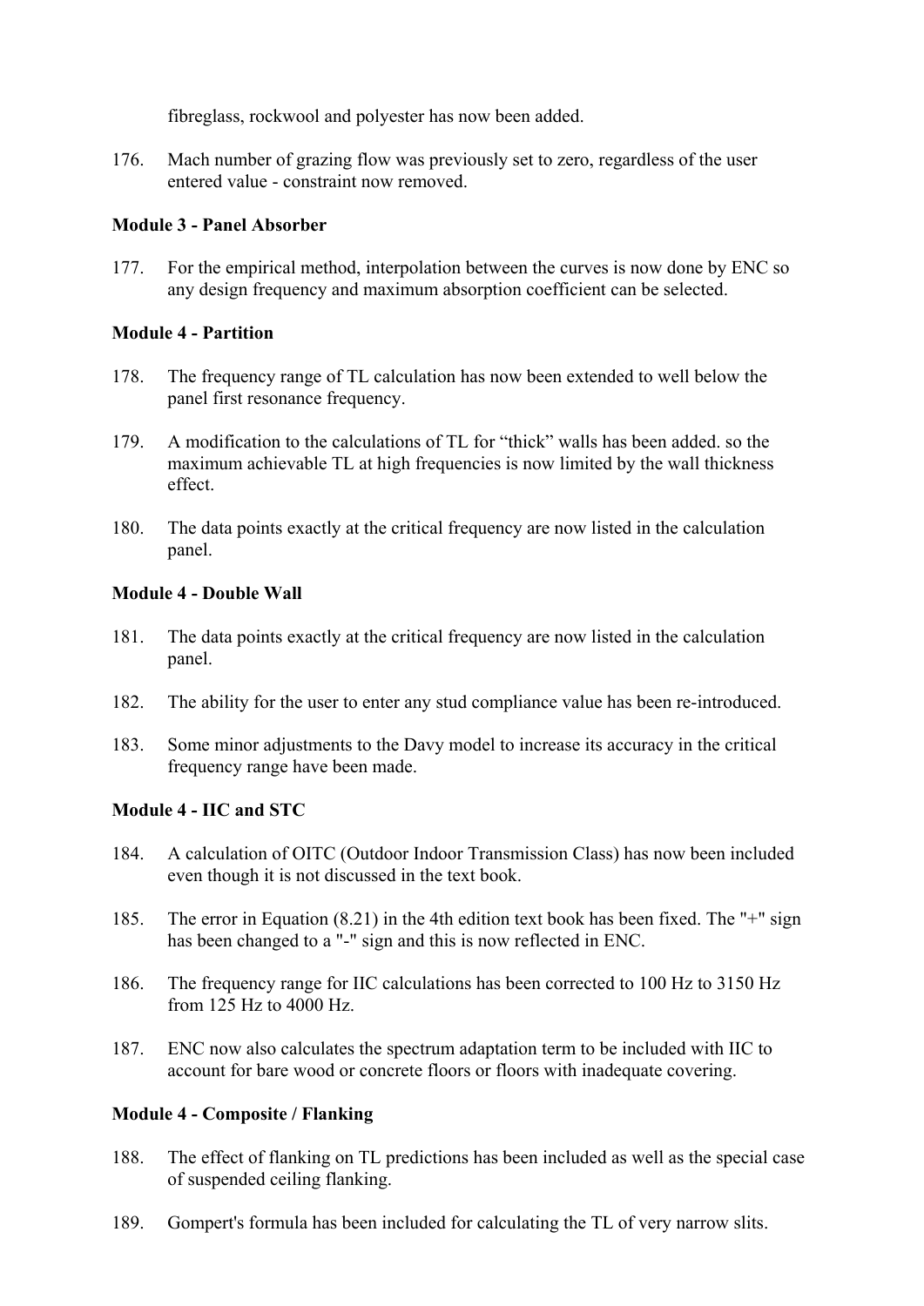fibreglass, rockwool and polyester has now been added.

176. Mach number of grazing flow was previously set to zero, regardless of the user entered value - constraint now removed.

**Module 3 - Panel Absorber**

177. For the empirical method, interpolation between the curves is now done by ENC so any design frequency and maximum absorption coefficient can be selected.

**Module 4 - Partition**

178. The frequency range of TL calculation has now been extended to well below the panel first resonance frequency.

179. A modification to the calculations of TL for “thick” walls has been added. so the maximum achievable TL at high frequencies is now limited by the wall thickness effect.

180. The data points exactly at the critical frequency are now listed in the calculation panel.

**Module 4 - Double Wall**

181. The data points exactly at the critical frequency are now listed in the calculation panel.

182. The ability for the user to enter any stud compliance value has been re-introduced.

183. Some minor adjustments to the Davy model to increase its accuracy in the critical frequency range have been made.

**Module 4 - IIC and STC**

184. A calculation of OITC (Outdoor Indoor Transmission Class) has now been included even though it is not discussed in the text book.

185. The error in Equation (8.21) in the 4th edition text book has been fixed. The "+" sign has been changed to a "-" sign and this is now reflected in ENC.

186. The frequency range for IIC calculations has been corrected to 100 Hz to 3150 Hz from 125 Hz to 4000 Hz.

187. ENC now also calculates the spectrum adaptation term to be included with IIC to account for bare wood or concrete floors or floors with inadequate covering.

**Module 4 - Composite / Flanking**

188. The effect of flanking on TL predictions has been included as well as the special case of suspended ceiling flanking.

189. Gompert's formula has been included for calculating the TL of very narrow slits.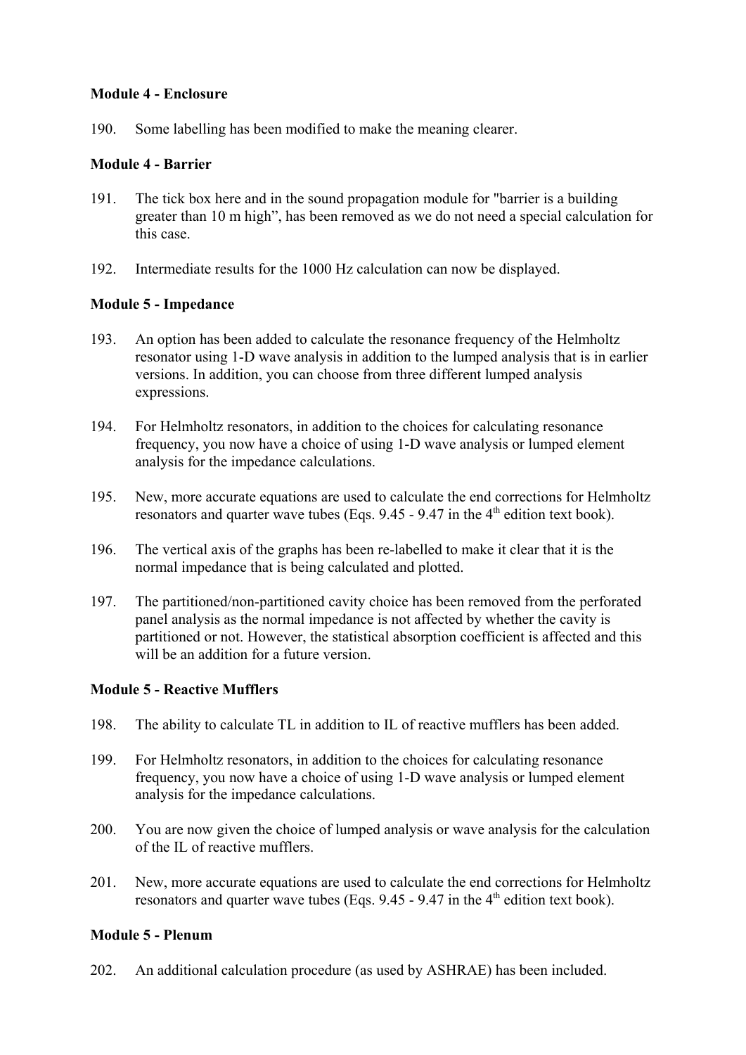**Module 4 - Enclosure**

190. Some labelling has been modified to make the meaning clearer.

**Module 4 - Barrier**

191. The tick box here and in the sound propagation module for "barrier is a building greater than 10 m high", has been removed as we do not need a special calculation for this case.

192. Intermediate results for the 1000 Hz calculation can now be displayed.

**Module 5 - Impedance**

193. An option has been added to calculate the resonance frequency of the Helmholtz resonator using 1-D wave analysis in addition to the lumped analysis that is in earlier versions. In addition, you can choose from three different lumped analysis expressions.

194. For Helmholtz resonators, in addition to the choices for calculating resonance frequency, you now have a choice of using 1-D wave analysis or lumped element analysis for the impedance calculations.

195. New, more accurate equations are used to calculate the end corrections for Helmholtz resonators and quarter wave tubes (Eqs. 9.45 - 9.47 in the 4th edition text book).

196. The vertical axis of the graphs has been re-labelled to make it clear that it is the normal impedance that is being calculated and plotted.

197. The partitioned/non-partitioned cavity choice has been removed from the perforated panel analysis as the normal impedance is not affected by whether the cavity is partitioned or not. However, the statistical absorption coefficient is affected and this will be an addition for a future version.

**Module 5 - Reactive Mufflers**

198. The ability to calculate TL in addition to IL of reactive mufflers has been added.

199. For Helmholtz resonators, in addition to the choices for calculating resonance frequency, you now have a choice of using 1-D wave analysis or lumped element analysis for the impedance calculations.

200. You are now given the choice of lumped analysis or wave analysis for the calculation of the IL of reactive mufflers.

201. New, more accurate equations are used to calculate the end corrections for Helmholtz resonators and quarter wave tubes (Eqs. 9.45 - 9.47 in the 4th edition text book).

**Module 5 - Plenum**

202. An additional calculation procedure (as used by ASHRAE) has been included.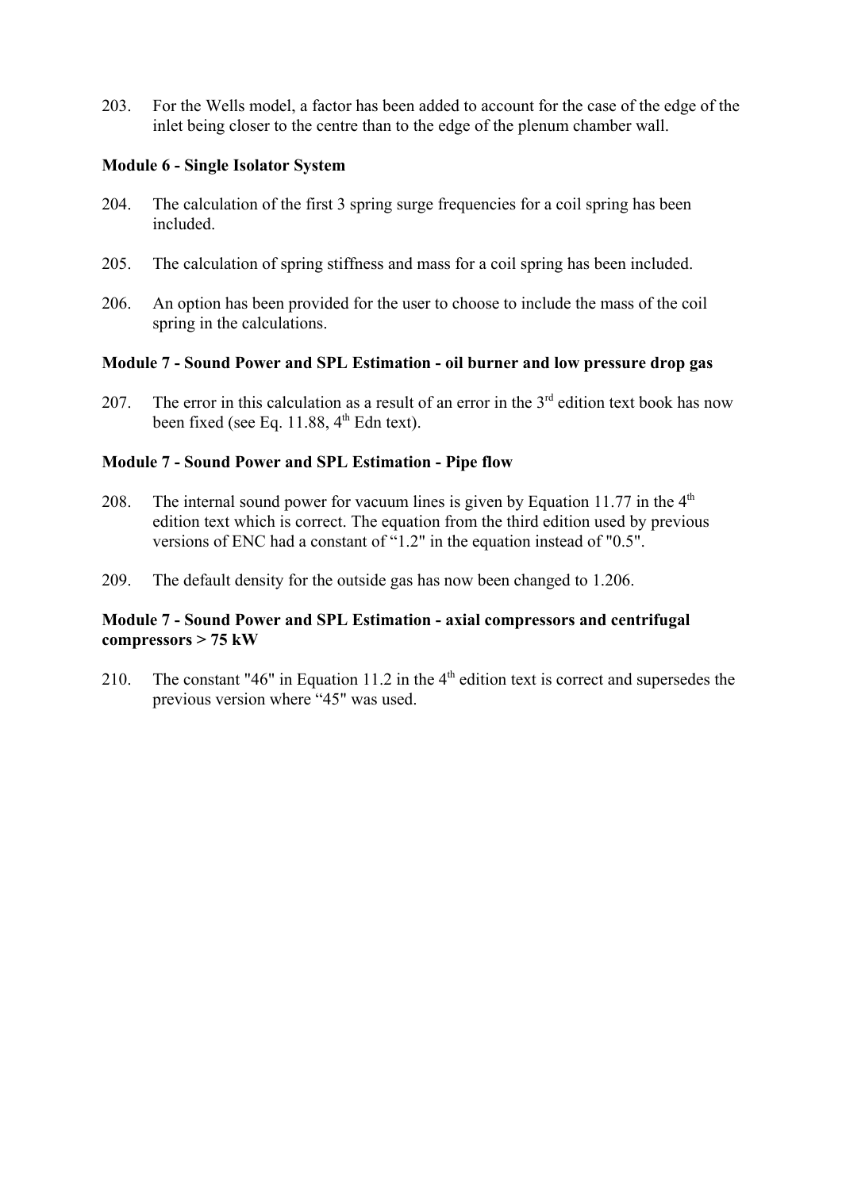203. For the Wells model, a factor has been added to account for the case of the edge of the inlet being closer to the centre than to the edge of the plenum chamber wall.

**Module 6 - Single Isolator System**

204. The calculation of the first 3 spring surge frequencies for a coil spring has been included.

205. The calculation of spring stiffness and mass for a coil spring has been included.

206. An option has been provided for the user to choose to include the mass of the coil spring in the calculations.

**Module 7 - Sound Power and SPL Estimation - oil burner and low pressure drop gas**

207. The error in this calculation as a result of an error in the 3rd edition text book has now been fixed (see Eq. 11.88, 4th Edn text).

**Module 7 - Sound Power and SPL Estimation - Pipe flow**

208. The internal sound power for vacuum lines is given by Equation 11.77 in the 4th edition text which is correct. The equation from the third edition used by previous versions of ENC had a constant of "1.2" in the equation instead of "0.5".

209. The default density for the outside gas has now been changed to 1.206.

**Module 7 - Sound Power and SPL Estimation - axial compressors and centrifugal compressors > 75 kW**

210. The constant "46" in Equation 11.2 in the 4th edition text is correct and supersedes the previous version where "45" was used.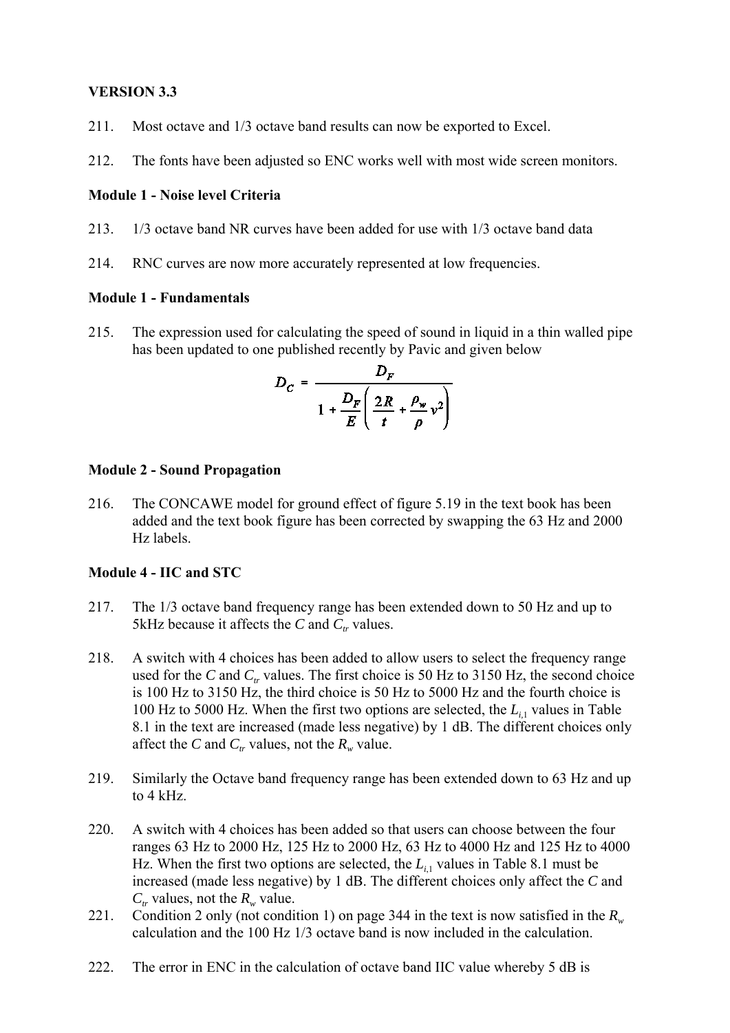**VERSION 3.3**

211. Most octave and 1/3 octave band results can now be exported to Excel.

212. The fonts have been adjusted so ENC works well with most wide screen monitors.

**Module 1 - Noise level Criteria**

213. 1/3 octave band NR curves have been added for use with 1/3 octave band data

214. RNC curves are now more accurately represented at low frequencies.

**Module 1 - Fundamentals**

215. The expression used for calculating the speed of sound in liquid in a thin walled pipe has been updated to one published recently by Pavic and given below

$$D_C = \frac{D_F}{1 + \frac{D_F}{E}\left(\frac{2R}{t} + \frac{\rho_w}{\rho}v^2\right)}$$

**Module 2 - Sound Propagation**

216. The CONCAWE model for ground effect of figure 5.19 in the text book has been added and the text book figure has been corrected by swapping the 63 Hz and 2000 Hz labels.

**Module 4 - IIC and STC**

217. The 1/3 octave band frequency range has been extended down to 50 Hz and up to 5kHz because it affects the $C$ and $C_{tr}$ values.

218. A switch with 4 choices has been added to allow users to select the frequency range used for the $C$ and $C_{tr}$ values. The first choice is 50 Hz to 3150 Hz, the second choice is 100 Hz to 3150 Hz, the third choice is 50 Hz to 5000 Hz and the fourth choice is 100 Hz to 5000 Hz. When the first two options are selected, the $L_{i,1}$ values in Table 8.1 in the text are increased (made less negative) by 1 dB. The different choices only affect the $C$ and $C_{tr}$ values, not the $R_w$ value.

219. Similarly the Octave band frequency range has been extended down to 63 Hz and up to 4 kHz.

220. A switch with 4 choices has been added so that users can choose between the four ranges 63 Hz to 2000 Hz, 125 Hz to 2000 Hz, 63 Hz to 4000 Hz and 125 Hz to 4000 Hz. When the first two options are selected, the $L_{i,1}$ values in Table 8.1 must be increased (made less negative) by 1 dB. The different choices only affect the $C$ and $C_{tr}$ values, not the $R_w$ value.

221. Condition 2 only (not condition 1) on page 344 in the text is now satisfied in the $R_w$ calculation and the 100 Hz 1/3 octave band is now included in the calculation.

222. The error in ENC in the calculation of octave band IIC value whereby 5 dB is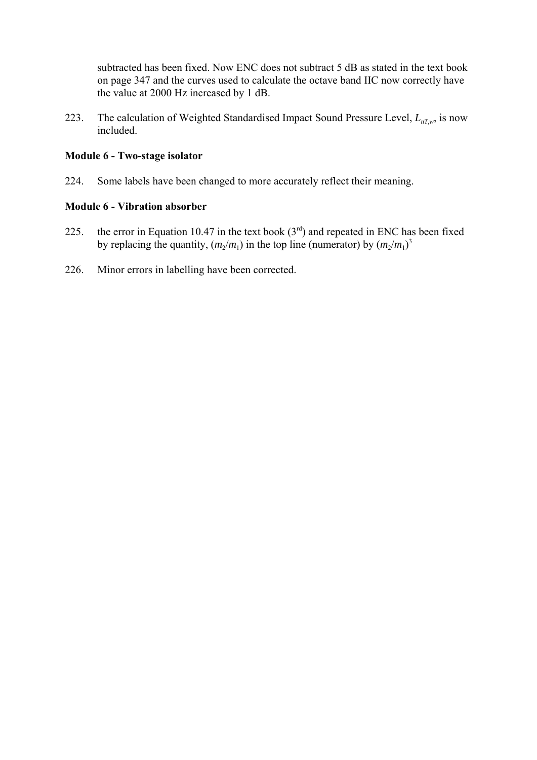subtracted has been fixed. Now ENC does not subtract 5 dB as stated in the text book on page 347 and the curves used to calculate the octave band IIC now correctly have the value at 2000 Hz increased by 1 dB.

223. The calculation of Weighted Standardised Impact Sound Pressure Level, $L_{nT,w}$, is now included.

**Module 6 - Two-stage isolator**

224. Some labels have been changed to more accurately reflect their meaning.

**Module 6 - Vibration absorber**

225. the error in Equation 10.47 in the text book (3rd) and repeated in ENC has been fixed by replacing the quantity, $(m_2/m_1)$ in the top line (numerator) by $(m_2/m_1)^3$

226. Minor errors in labelling have been corrected.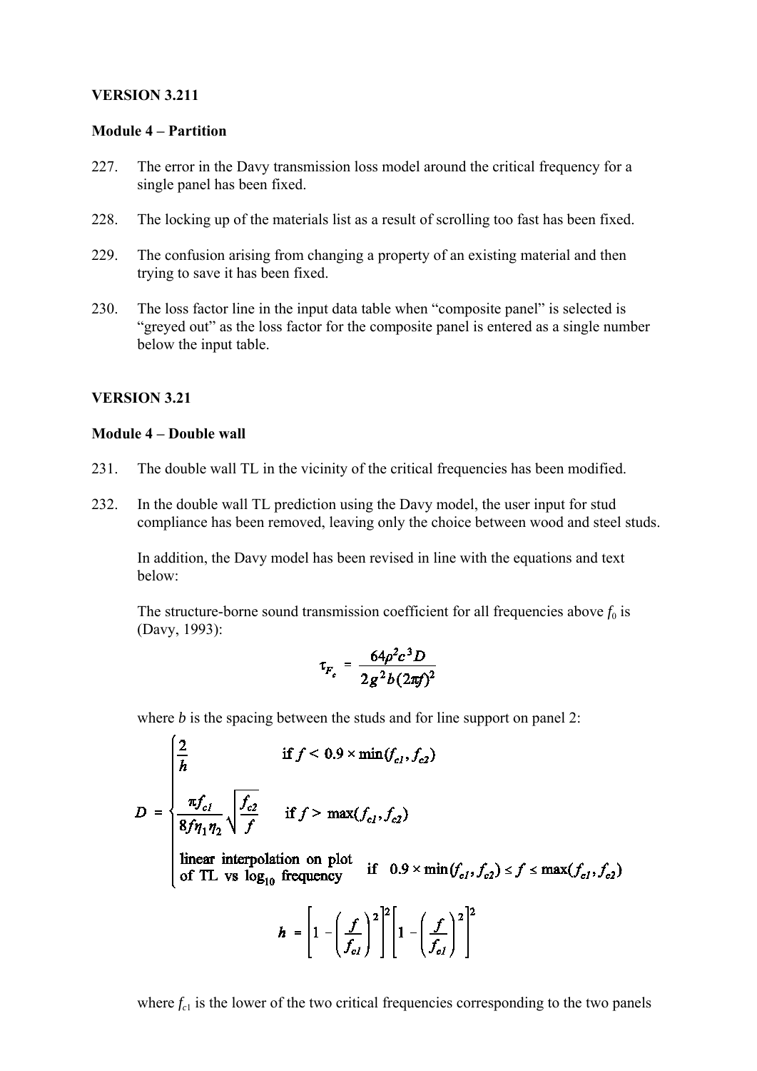**VERSION 3.211**

**Module 4 – Partition**

227. The error in the Davy transmission loss model around the critical frequency for a single panel has been fixed.

228. The locking up of the materials list as a result of scrolling too fast has been fixed.

229. The confusion arising from changing a property of an existing material and then trying to save it has been fixed.

230. The loss factor line in the input data table when “composite panel” is selected is “greyed out” as the loss factor for the composite panel is entered as a single number below the input table.

**VERSION 3.21**

**Module 4 – Double wall**

231. The double wall TL in the vicinity of the critical frequencies has been modified.

232. In the double wall TL prediction using the Davy model, the user input for stud compliance has been removed, leaving only the choice between wood and steel studs.

 In addition, the Davy model has been revised in line with the equations and text below:

 The structure-borne sound transmission coefficient for all frequencies above $f_0$ is (Davy, 1993):

$$\tau_{F_c} = \frac{64\rho^2 c^3 D}{2g^2 b(2\pi f)^2}$$

 where $b$ is the spacing between the studs and for line support on panel 2:

$$D = \begin{cases} \dfrac{2}{h} & \text{if } f < 0.9 \times \min(f_{c1}, f_{c2}) \\[2ex] \dfrac{\pi f_{c1}}{8 f \eta_1 \eta_2}\sqrt{\dfrac{f_{c2}}{f}} & \text{if } f > \max(f_{c1}, f_{c2}) \\[2ex] \text{linear interpolation on plot of TL vs } \log_{10} \text{ frequency} & \text{if } \; 0.9 \times \min(f_{c1}, f_{c2}) \le f \le \max(f_{c1}, f_{c2}) \end{cases}$$

$$h = \left[1 - \left(\frac{f}{f_{c1}}\right)^2\right]^2 \left[1 - \left(\frac{f}{f_{c1}}\right)^2\right]^2$$

 where $f_{c1}$ is the lower of the two critical frequencies corresponding to the two panels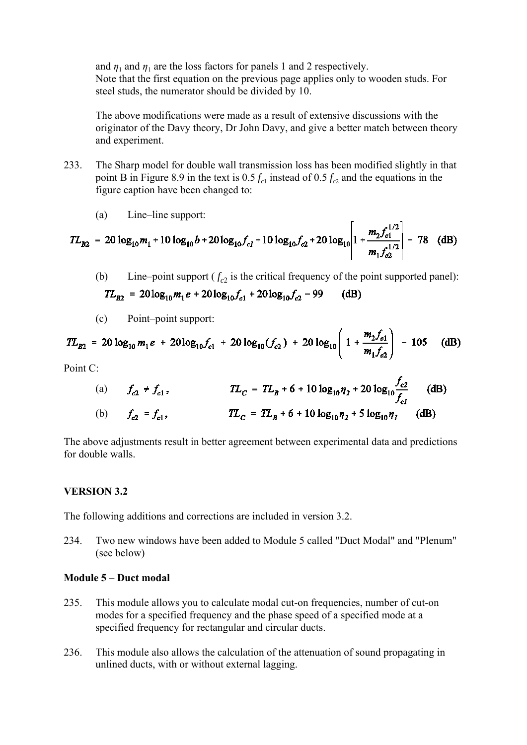and $\eta_1$ and $\eta_1$ are the loss factors for panels 1 and 2 respectively.
Note that the first equation on the previous page applies only to wooden studs. For steel studs, the numerator should be divided by 10.

The above modifications were made as a result of extensive discussions with the originator of the Davy theory, Dr John Davy, and give a better match between theory and experiment.

233. The Sharp model for double wall transmission loss has been modified slightly in that point B in Figure 8.9 in the text is 0.5 $f_{c1}$ instead of 0.5 $f_{c2}$ and the equations in the figure caption have been changed to:

   (a) Line–line support:

$$TL_{B2} = 20\log_{10}m_1 + 10\log_{10}b + 20\log_{10}f_{c1} + 10\log_{10}f_{c2} + 20\log_{10}\left[1 + \frac{m_2 f_{c1}^{1/2}}{m_1 f_{c2}^{1/2}}\right] - 78 \quad \text{(dB)}$$

   (b) Line–point support ( $f_{c2}$ is the critical frequency of the point supported panel):

$$TL_{B2} = 20\log_{10}m_1 e + 20\log_{10}f_{c1} + 20\log_{10}f_{c2} - 99 \quad \text{(dB)}$$

   (c) Point–point support:

$$TL_{B2} = 20\log_{10}m_1 e + 20\log_{10}f_{c1} + 20\log_{10}(f_{c2}) + 20\log_{10}\left(1 + \frac{m_2 f_{c1}}{m_1 f_{c2}}\right) - 105 \quad \text{(dB)}$$

Point C:

   (a) $f_{c2} \neq f_{c1}$, $\quad TL_C = TL_B + 6 + 10\log_{10}\eta_2 + 20\log_{10}\dfrac{f_{c2}}{f_{c1}} \quad$ (dB)

   (b) $f_{c2} = f_{c1}$, $\quad TL_C = TL_B + 6 + 10\log_{10}\eta_2 + 5\log_{10}\eta_1 \quad$ (dB)

The above adjustments result in better agreement between experimental data and predictions for double walls.

**VERSION 3.2**

The following additions and corrections are included in version 3.2.

234. Two new windows have been added to Module 5 called "Duct Modal" and "Plenum" (see below)

**Module 5 – Duct modal**

235. This module allows you to calculate modal cut-on frequencies, number of cut-on modes for a specified frequency and the phase speed of a specified mode at a specified frequency for rectangular and circular ducts.

236. This module also allows the calculation of the attenuation of sound propagating in unlined ducts, with or without external lagging.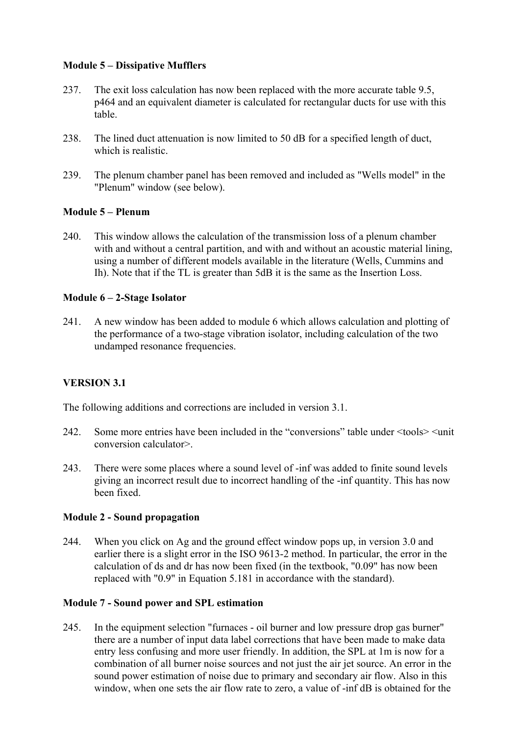**Module 5 – Dissipative Mufflers**

237. The exit loss calculation has now been replaced with the more accurate table 9.5, p464 and an equivalent diameter is calculated for rectangular ducts for use with this table.

238. The lined duct attenuation is now limited to 50 dB for a specified length of duct, which is realistic.

239. The plenum chamber panel has been removed and included as "Wells model" in the "Plenum" window (see below).

**Module 5 – Plenum**

240. This window allows the calculation of the transmission loss of a plenum chamber with and without a central partition, and with and without an acoustic material lining, using a number of different models available in the literature (Wells, Cummins and Ih). Note that if the TL is greater than 5dB it is the same as the Insertion Loss.

**Module 6 – 2-Stage Isolator**

241. A new window has been added to module 6 which allows calculation and plotting of the performance of a two-stage vibration isolator, including calculation of the two undamped resonance frequencies.

**VERSION 3.1**

The following additions and corrections are included in version 3.1.

242. Some more entries have been included in the "conversions" table under <tools> <unit conversion calculator>.

243. There were some places where a sound level of -inf was added to finite sound levels giving an incorrect result due to incorrect handling of the -inf quantity. This has now been fixed.

**Module 2 - Sound propagation**

244. When you click on Ag and the ground effect window pops up, in version 3.0 and earlier there is a slight error in the ISO 9613-2 method. In particular, the error in the calculation of ds and dr has now been fixed (in the textbook, "0.09" has now been replaced with "0.9" in Equation 5.181 in accordance with the standard).

**Module 7 - Sound power and SPL estimation**

245. In the equipment selection "furnaces - oil burner and low pressure drop gas burner" there are a number of input data label corrections that have been made to make data entry less confusing and more user friendly. In addition, the SPL at 1m is now for a combination of all burner noise sources and not just the air jet source. An error in the sound power estimation of noise due to primary and secondary air flow. Also in this window, when one sets the air flow rate to zero, a value of -inf dB is obtained for the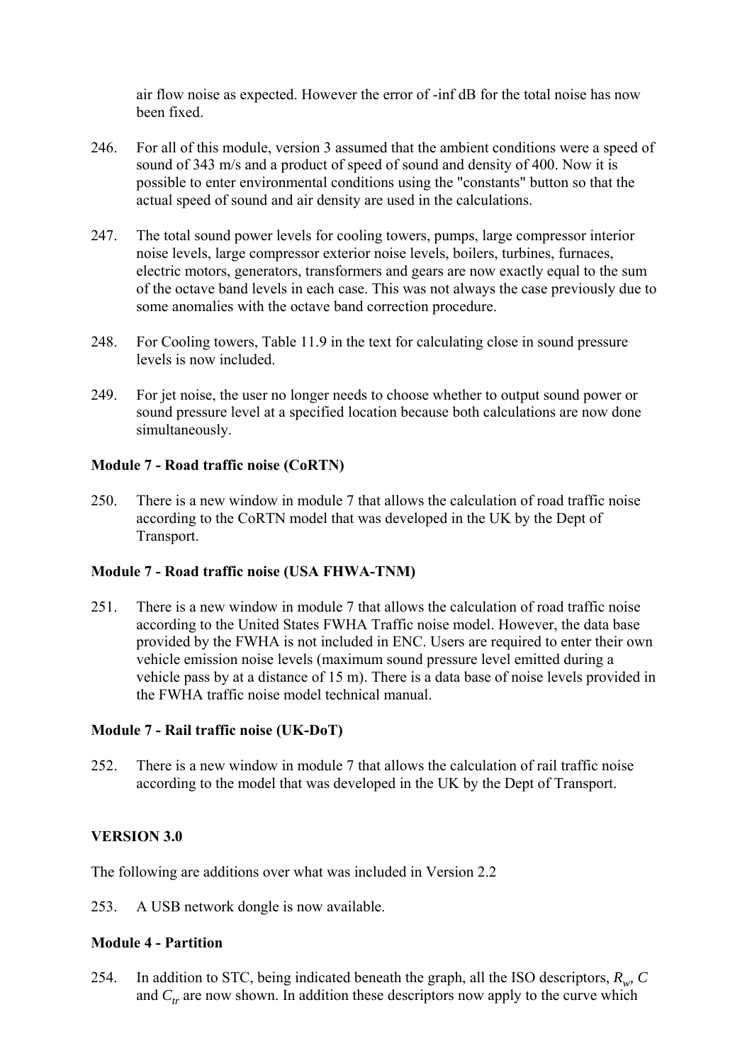air flow noise as expected. However the error of -inf dB for the total noise has now been fixed.

246. For all of this module, version 3 assumed that the ambient conditions were a speed of sound of 343 m/s and a product of speed of sound and density of 400. Now it is possible to enter environmental conditions using the "constants" button so that the actual speed of sound and air density are used in the calculations.

247. The total sound power levels for cooling towers, pumps, large compressor interior noise levels, large compressor exterior noise levels, boilers, turbines, furnaces, electric motors, generators, transformers and gears are now exactly equal to the sum of the octave band levels in each case. This was not always the case previously due to some anomalies with the octave band correction procedure.

248. For Cooling towers, Table 11.9 in the text for calculating close in sound pressure levels is now included.

249. For jet noise, the user no longer needs to choose whether to output sound power or sound pressure level at a specified location because both calculations are now done simultaneously.

**Module 7 - Road traffic noise (CoRTN)**

250. There is a new window in module 7 that allows the calculation of road traffic noise according to the CoRTN model that was developed in the UK by the Dept of Transport.

**Module 7 - Road traffic noise (USA FHWA-TNM)**

251. There is a new window in module 7 that allows the calculation of road traffic noise according to the United States FWHA Traffic noise model. However, the data base provided by the FWHA is not included in ENC. Users are required to enter their own vehicle emission noise levels (maximum sound pressure level emitted during a vehicle pass by at a distance of 15 m). There is a data base of noise levels provided in the FWHA traffic noise model technical manual.

**Module 7 - Rail traffic noise (UK-DoT)**

252. There is a new window in module 7 that allows the calculation of rail traffic noise according to the model that was developed in the UK by the Dept of Transport.

**VERSION 3.0**

The following are additions over what was included in Version 2.2

253. A USB network dongle is now available.

**Module 4 - Partition**

254. In addition to STC, being indicated beneath the graph, all the ISO descriptors, $R_w$, $C$ and $C_{tr}$ are now shown. In addition these descriptors now apply to the curve which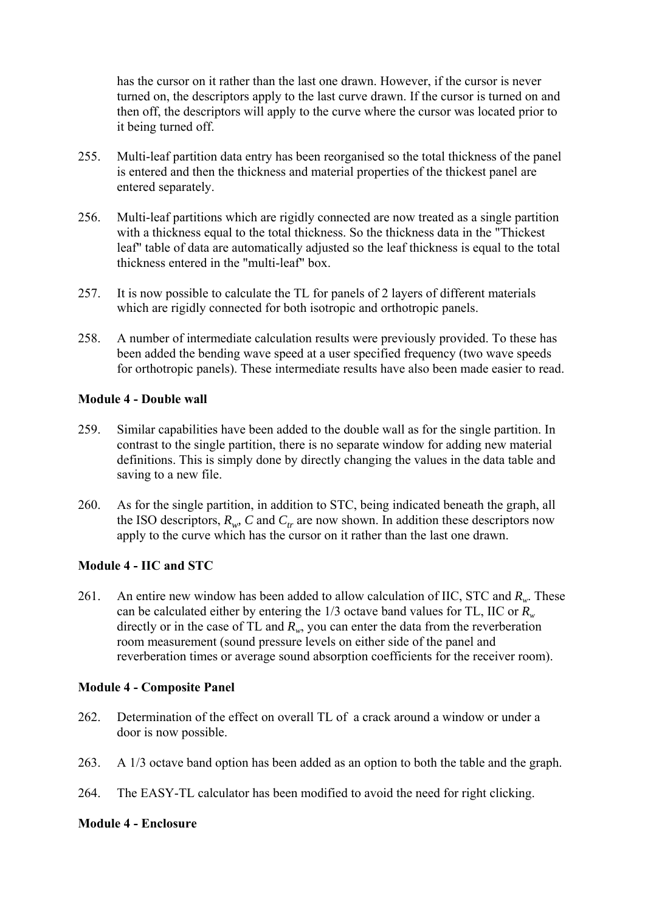has the cursor on it rather than the last one drawn. However, if the cursor is never turned on, the descriptors apply to the last curve drawn. If the cursor is turned on and then off, the descriptors will apply to the curve where the cursor was located prior to it being turned off.

255. Multi-leaf partition data entry has been reorganised so the total thickness of the panel is entered and then the thickness and material properties of the thickest panel are entered separately.

256. Multi-leaf partitions which are rigidly connected are now treated as a single partition with a thickness equal to the total thickness. So the thickness data in the "Thickest leaf" table of data are automatically adjusted so the leaf thickness is equal to the total thickness entered in the "multi-leaf" box.

257. It is now possible to calculate the TL for panels of 2 layers of different materials which are rigidly connected for both isotropic and orthotropic panels.

258. A number of intermediate calculation results were previously provided. To these has been added the bending wave speed at a user specified frequency (two wave speeds for orthotropic panels). These intermediate results have also been made easier to read.

**Module 4 - Double wall**

259. Similar capabilities have been added to the double wall as for the single partition. In contrast to the single partition, there is no separate window for adding new material definitions. This is simply done by directly changing the values in the data table and saving to a new file.

260. As for the single partition, in addition to STC, being indicated beneath the graph, all the ISO descriptors, $R_w$, $C$ and $C_{tr}$ are now shown. In addition these descriptors now apply to the curve which has the cursor on it rather than the last one drawn.

**Module 4 - IIC and STC**

261. An entire new window has been added to allow calculation of IIC, STC and $R_w$. These can be calculated either by entering the 1/3 octave band values for TL, IIC or $R_w$ directly or in the case of TL and $R_w$, you can enter the data from the reverberation room measurement (sound pressure levels on either side of the panel and reverberation times or average sound absorption coefficients for the receiver room).

**Module 4 - Composite Panel**

262. Determination of the effect on overall TL of a crack around a window or under a door is now possible.

263. A 1/3 octave band option has been added as an option to both the table and the graph.

264. The EASY-TL calculator has been modified to avoid the need for right clicking.

**Module 4 - Enclosure**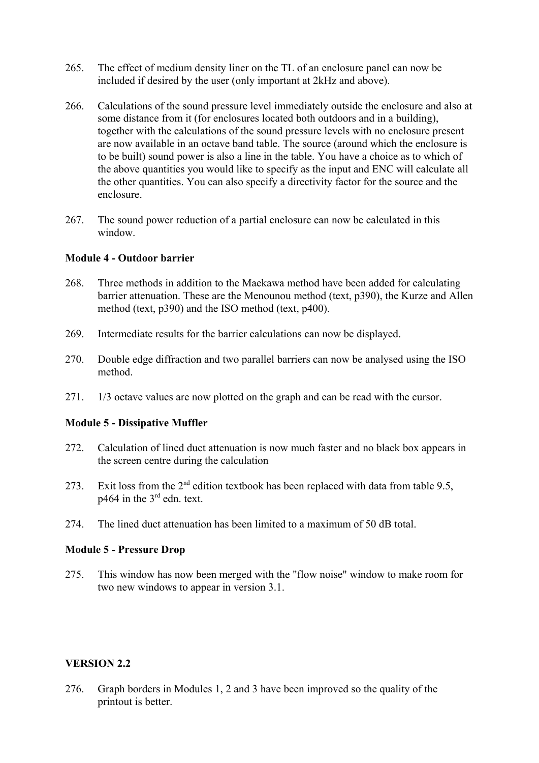265. The effect of medium density liner on the TL of an enclosure panel can now be included if desired by the user (only important at 2kHz and above).

266. Calculations of the sound pressure level immediately outside the enclosure and also at some distance from it (for enclosures located both outdoors and in a building), together with the calculations of the sound pressure levels with no enclosure present are now available in an octave band table. The source (around which the enclosure is to be built) sound power is also a line in the table. You have a choice as to which of the above quantities you would like to specify as the input and ENC will calculate all the other quantities. You can also specify a directivity factor for the source and the enclosure.

267. The sound power reduction of a partial enclosure can now be calculated in this window.

**Module 4 - Outdoor barrier**

268. Three methods in addition to the Maekawa method have been added for calculating barrier attenuation. These are the Menounou method (text, p390), the Kurze and Allen method (text, p390) and the ISO method (text, p400).

269. Intermediate results for the barrier calculations can now be displayed.

270. Double edge diffraction and two parallel barriers can now be analysed using the ISO method.

271. 1/3 octave values are now plotted on the graph and can be read with the cursor.

**Module 5 - Dissipative Muffler**

272. Calculation of lined duct attenuation is now much faster and no black box appears in the screen centre during the calculation

273. Exit loss from the 2nd edition textbook has been replaced with data from table 9.5, p464 in the 3rd edn. text.

274. The lined duct attenuation has been limited to a maximum of 50 dB total.

**Module 5 - Pressure Drop**

275. This window has now been merged with the "flow noise" window to make room for two new windows to appear in version 3.1.

**VERSION 2.2**

276. Graph borders in Modules 1, 2 and 3 have been improved so the quality of the printout is better.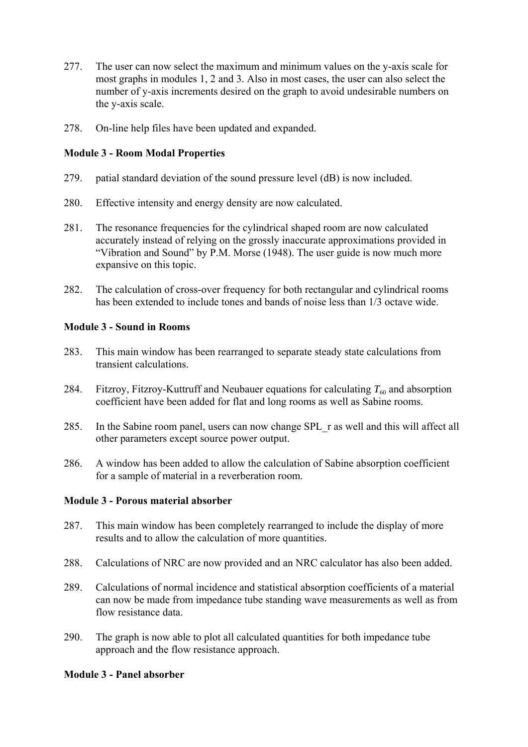277. The user can now select the maximum and minimum values on the y-axis scale for most graphs in modules 1, 2 and 3. Also in most cases, the user can also select the number of y-axis increments desired on the graph to avoid undesirable numbers on the y-axis scale.

278. On-line help files have been updated and expanded.

**Module 3 - Room Modal Properties**

279. patial standard deviation of the sound pressure level (dB) is now included.

280. Effective intensity and energy density are now calculated.

281. The resonance frequencies for the cylindrical shaped room are now calculated accurately instead of relying on the grossly inaccurate approximations provided in "Vibration and Sound" by P.M. Morse (1948). The user guide is now much more expansive on this topic.

282. The calculation of cross-over frequency for both rectangular and cylindrical rooms has been extended to include tones and bands of noise less than 1/3 octave wide.

**Module 3 - Sound in Rooms**

283. This main window has been rearranged to separate steady state calculations from transient calculations.

284. Fitzroy, Fitzroy-Kuttruff and Neubauer equations for calculating $T_{60}$ and absorption coefficient have been added for flat and long rooms as well as Sabine rooms.

285. In the Sabine room panel, users can now change SPL_r as well and this will affect all other parameters except source power output.

286. A window has been added to allow the calculation of Sabine absorption coefficient for a sample of material in a reverberation room.

**Module 3 - Porous material absorber**

287. This main window has been completely rearranged to include the display of more results and to allow the calculation of more quantities.

288. Calculations of NRC are now provided and an NRC calculator has also been added.

289. Calculations of normal incidence and statistical absorption coefficients of a material can now be made from impedance tube standing wave measurements as well as from flow resistance data.

290. The graph is now able to plot all calculated quantities for both impedance tube approach and the flow resistance approach.

**Module 3 - Panel absorber**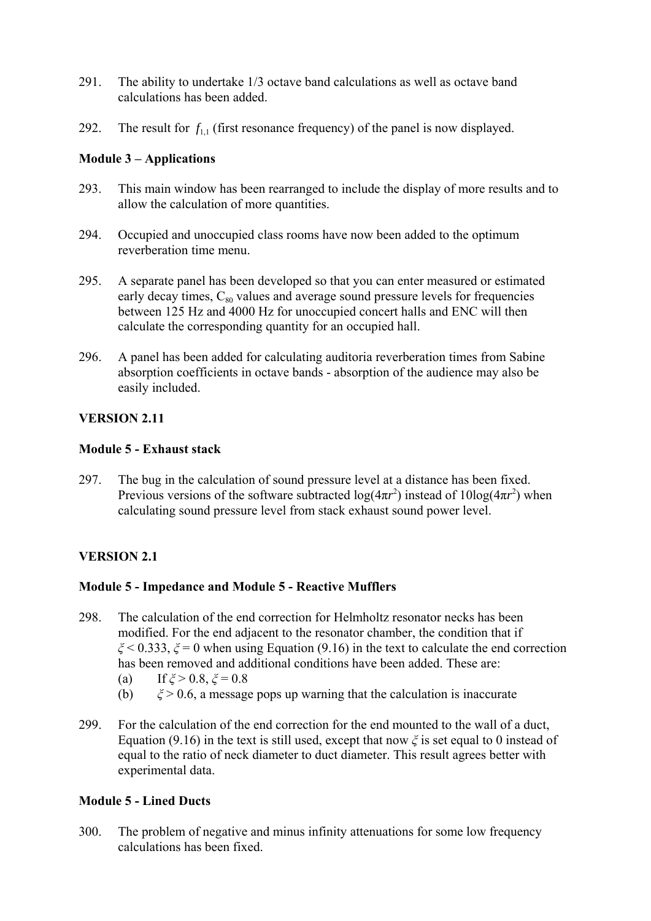291. The ability to undertake 1/3 octave band calculations as well as octave band calculations has been added.

292. The result for $f_{1,1}$ (first resonance frequency) of the panel is now displayed.

**Module 3 – Applications**

293. This main window has been rearranged to include the display of more results and to allow the calculation of more quantities.

294. Occupied and unoccupied class rooms have now been added to the optimum reverberation time menu.

295. A separate panel has been developed so that you can enter measured or estimated early decay times, $C_{80}$ values and average sound pressure levels for frequencies between 125 Hz and 4000 Hz for unoccupied concert halls and ENC will then calculate the corresponding quantity for an occupied hall.

296. A panel has been added for calculating auditoria reverberation times from Sabine absorption coefficients in octave bands - absorption of the audience may also be easily included.

**VERSION 2.11**

**Module 5 - Exhaust stack**

297. The bug in the calculation of sound pressure level at a distance has been fixed. Previous versions of the software subtracted $\log(4\pi r^2)$ instead of $10\log(4\pi r^2)$ when calculating sound pressure level from stack exhaust sound power level.

**VERSION 2.1**

**Module 5 - Impedance and Module 5 - Reactive Mufflers**

298. The calculation of the end correction for Helmholtz resonator necks has been modified. For the end adjacent to the resonator chamber, the condition that if $\xi < 0.333$, $\xi = 0$ when using Equation (9.16) in the text to calculate the end correction has been removed and additional conditions have been added. These are:
   (a) If $\xi > 0.8$, $\xi = 0.8$
   (b) $\xi > 0.6$, a message pops up warning that the calculation is inaccurate

299. For the calculation of the end correction for the end mounted to the wall of a duct, Equation (9.16) in the text is still used, except that now $\xi$ is set equal to 0 instead of equal to the ratio of neck diameter to duct diameter. This result agrees better with experimental data.

**Module 5 - Lined Ducts**

300. The problem of negative and minus infinity attenuations for some low frequency calculations has been fixed.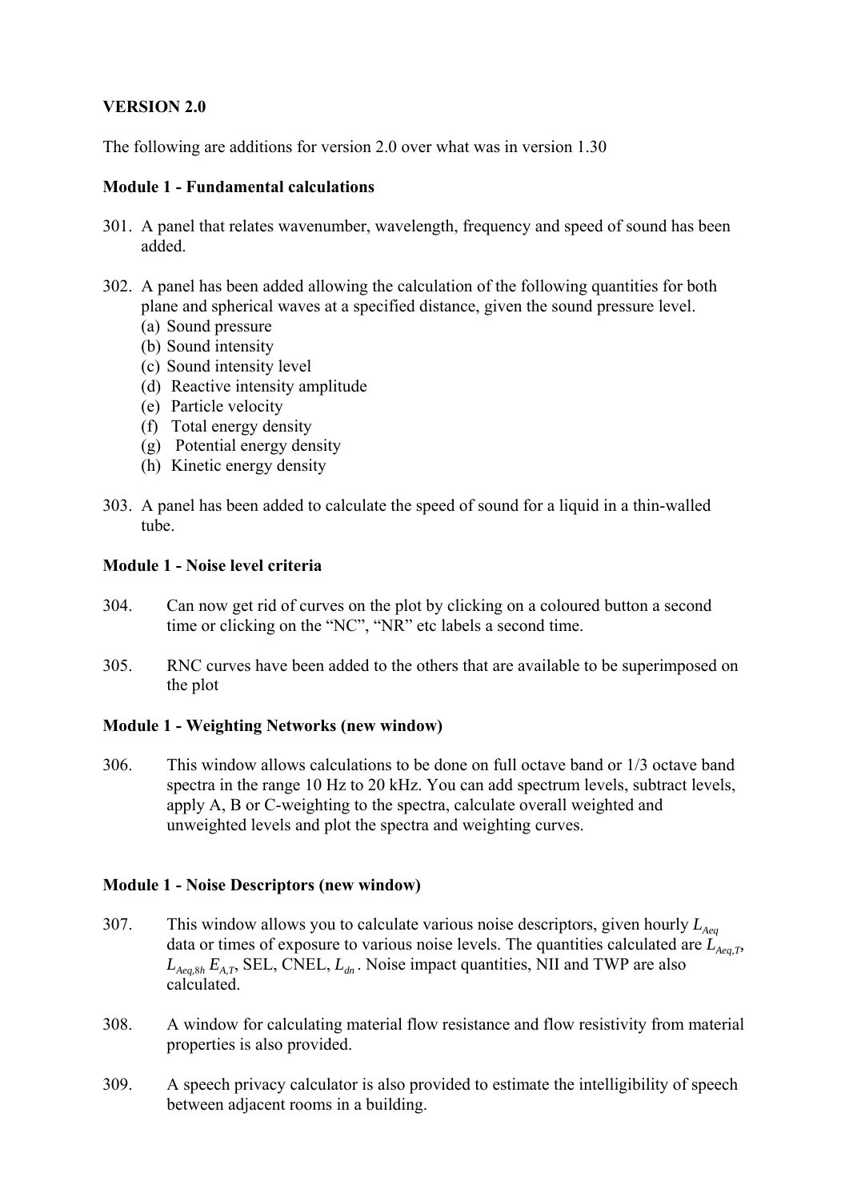**VERSION 2.0**

The following are additions for version 2.0 over what was in version 1.30

**Module 1 - Fundamental calculations**

301. A panel that relates wavenumber, wavelength, frequency and speed of sound has been added.

302. A panel has been added allowing the calculation of the following quantities for both plane and spherical waves at a specified distance, given the sound pressure level.
    (a) Sound pressure
    (b) Sound intensity
    (c) Sound intensity level
    (d) Reactive intensity amplitude
    (e) Particle velocity
    (f) Total energy density
    (g) Potential energy density
    (h) Kinetic energy density

303. A panel has been added to calculate the speed of sound for a liquid in a thin-walled tube.

**Module 1 - Noise level criteria**

304. Can now get rid of curves on the plot by clicking on a coloured button a second time or clicking on the "NC", "NR" etc labels a second time.

305. RNC curves have been added to the others that are available to be superimposed on the plot

**Module 1 - Weighting Networks (new window)**

306. This window allows calculations to be done on full octave band or 1/3 octave band spectra in the range 10 Hz to 20 kHz. You can add spectrum levels, subtract levels, apply A, B or C-weighting to the spectra, calculate overall weighted and unweighted levels and plot the spectra and weighting curves.

**Module 1 - Noise Descriptors (new window)**

307. This window allows you to calculate various noise descriptors, given hourly $L_{Aeq}$ data or times of exposure to various noise levels. The quantities calculated are $L_{Aeq,T}$, $L_{Aeq,8h}$ $E_{A,T}$, SEL, CNEL, $L_{dn}$. Noise impact quantities, NII and TWP are also calculated.

308. A window for calculating material flow resistance and flow resistivity from material properties is also provided.

309. A speech privacy calculator is also provided to estimate the intelligibility of speech between adjacent rooms in a building.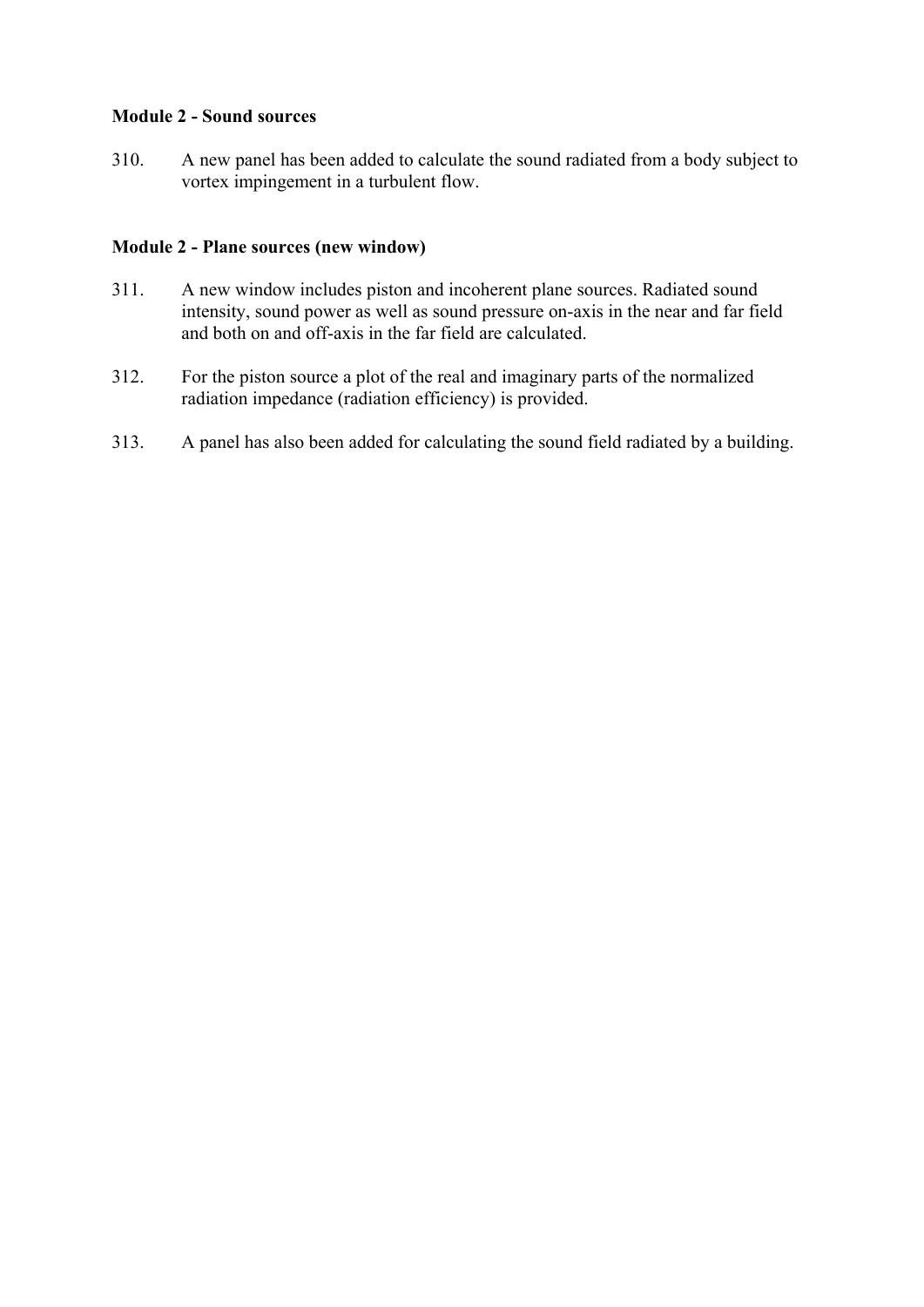**Module 2 - Sound sources**

310. A new panel has been added to calculate the sound radiated from a body subject to vortex impingement in a turbulent flow.

**Module 2 - Plane sources (new window)**

311. A new window includes piston and incoherent plane sources. Radiated sound intensity, sound power as well as sound pressure on-axis in the near and far field and both on and off-axis in the far field are calculated.

312. For the piston source a plot of the real and imaginary parts of the normalized radiation impedance (radiation efficiency) is provided.

313. A panel has also been added for calculating the sound field radiated by a building.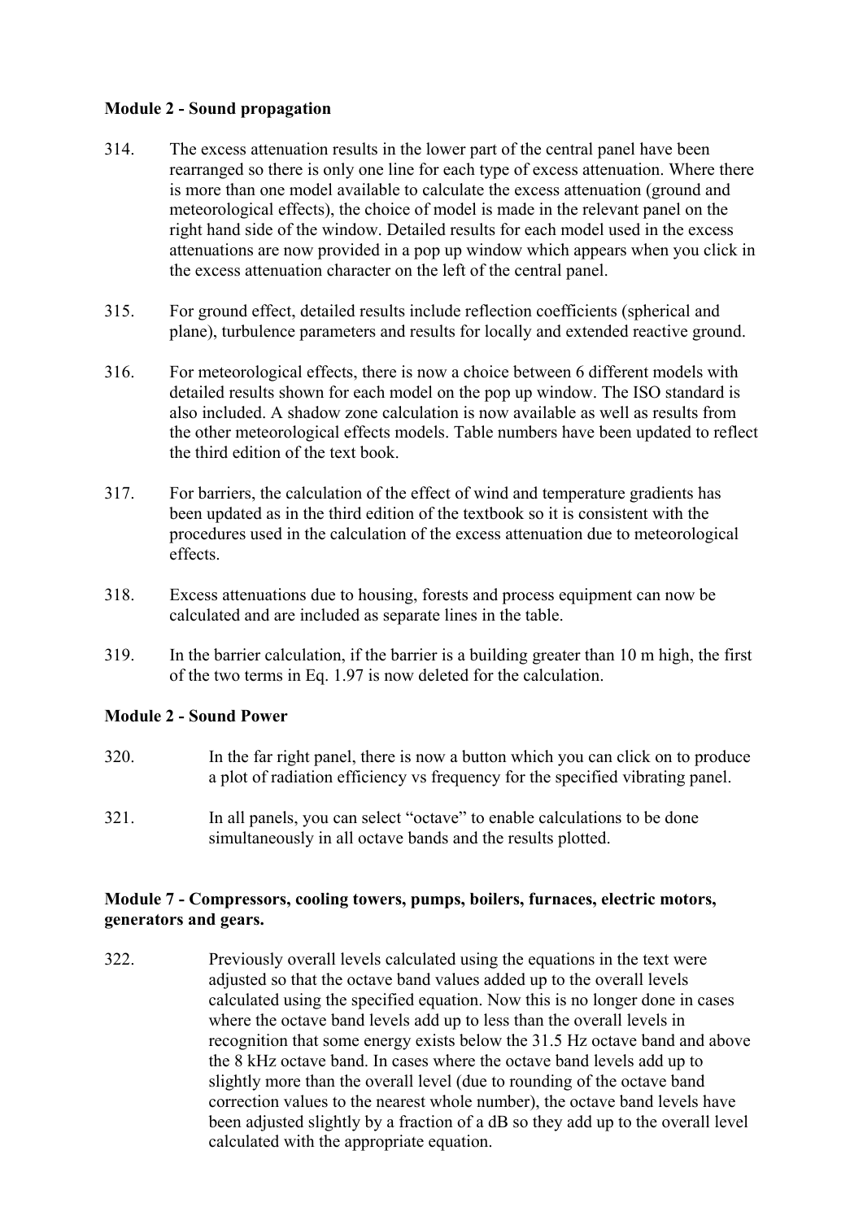**Module 2 - Sound propagation**

314. The excess attenuation results in the lower part of the central panel have been rearranged so there is only one line for each type of excess attenuation. Where there is more than one model available to calculate the excess attenuation (ground and meteorological effects), the choice of model is made in the relevant panel on the right hand side of the window. Detailed results for each model used in the excess attenuations are now provided in a pop up window which appears when you click in the excess attenuation character on the left of the central panel.

315. For ground effect, detailed results include reflection coefficients (spherical and plane), turbulence parameters and results for locally and extended reactive ground.

316. For meteorological effects, there is now a choice between 6 different models with detailed results shown for each model on the pop up window. The ISO standard is also included. A shadow zone calculation is now available as well as results from the other meteorological effects models. Table numbers have been updated to reflect the third edition of the text book.

317. For barriers, the calculation of the effect of wind and temperature gradients has been updated as in the third edition of the textbook so it is consistent with the procedures used in the calculation of the excess attenuation due to meteorological effects.

318. Excess attenuations due to housing, forests and process equipment can now be calculated and are included as separate lines in the table.

319. In the barrier calculation, if the barrier is a building greater than 10 m high, the first of the two terms in Eq. 1.97 is now deleted for the calculation.

**Module 2 - Sound Power**

320. In the far right panel, there is now a button which you can click on to produce a plot of radiation efficiency vs frequency for the specified vibrating panel.

321. In all panels, you can select "octave" to enable calculations to be done simultaneously in all octave bands and the results plotted.

**Module 7 - Compressors, cooling towers, pumps, boilers, furnaces, electric motors, generators and gears.**

322. Previously overall levels calculated using the equations in the text were adjusted so that the octave band values added up to the overall levels calculated using the specified equation. Now this is no longer done in cases where the octave band levels add up to less than the overall levels in recognition that some energy exists below the 31.5 Hz octave band and above the 8 kHz octave band. In cases where the octave band levels add up to slightly more than the overall level (due to rounding of the octave band correction values to the nearest whole number), the octave band levels have been adjusted slightly by a fraction of a dB so they add up to the overall level calculated with the appropriate equation.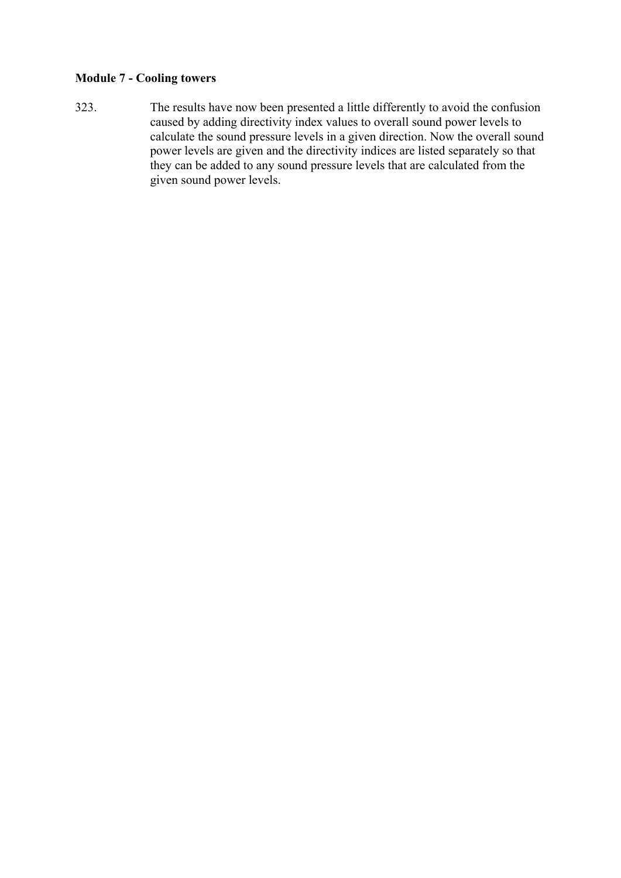**Module 7 - Cooling towers**

323. The results have now been presented a little differently to avoid the confusion caused by adding directivity index values to overall sound power levels to calculate the sound pressure levels in a given direction. Now the overall sound power levels are given and the directivity indices are listed separately so that they can be added to any sound pressure levels that are calculated from the given sound power levels.